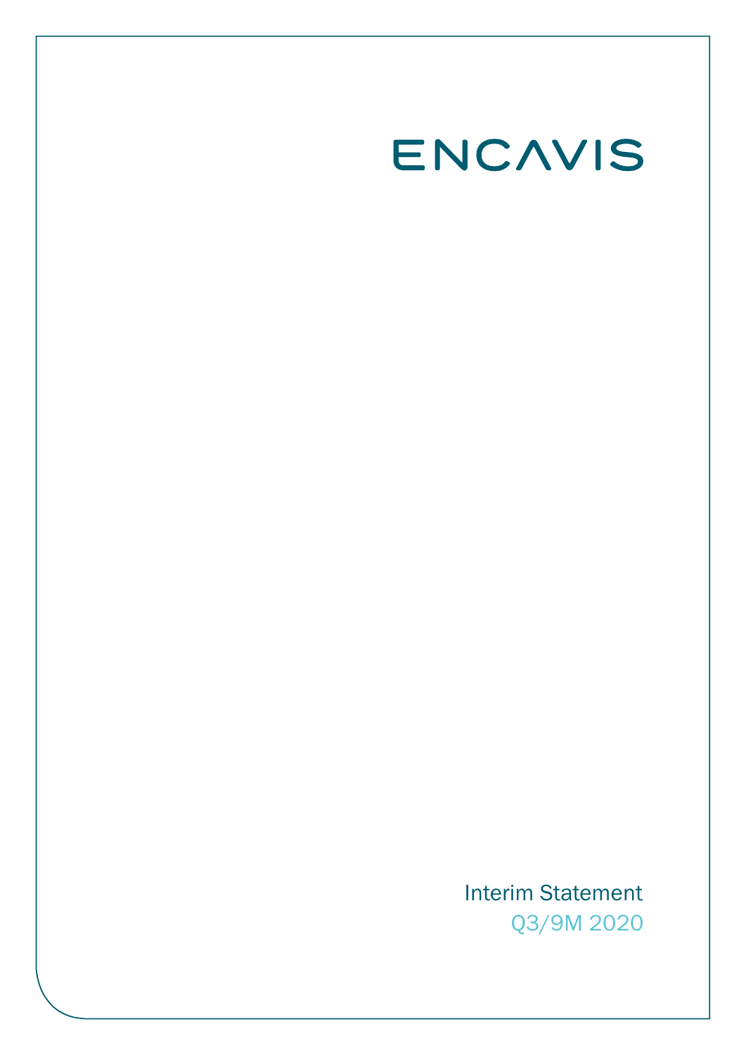# ENCAVIS

Interim Statement

Q3/9M 2020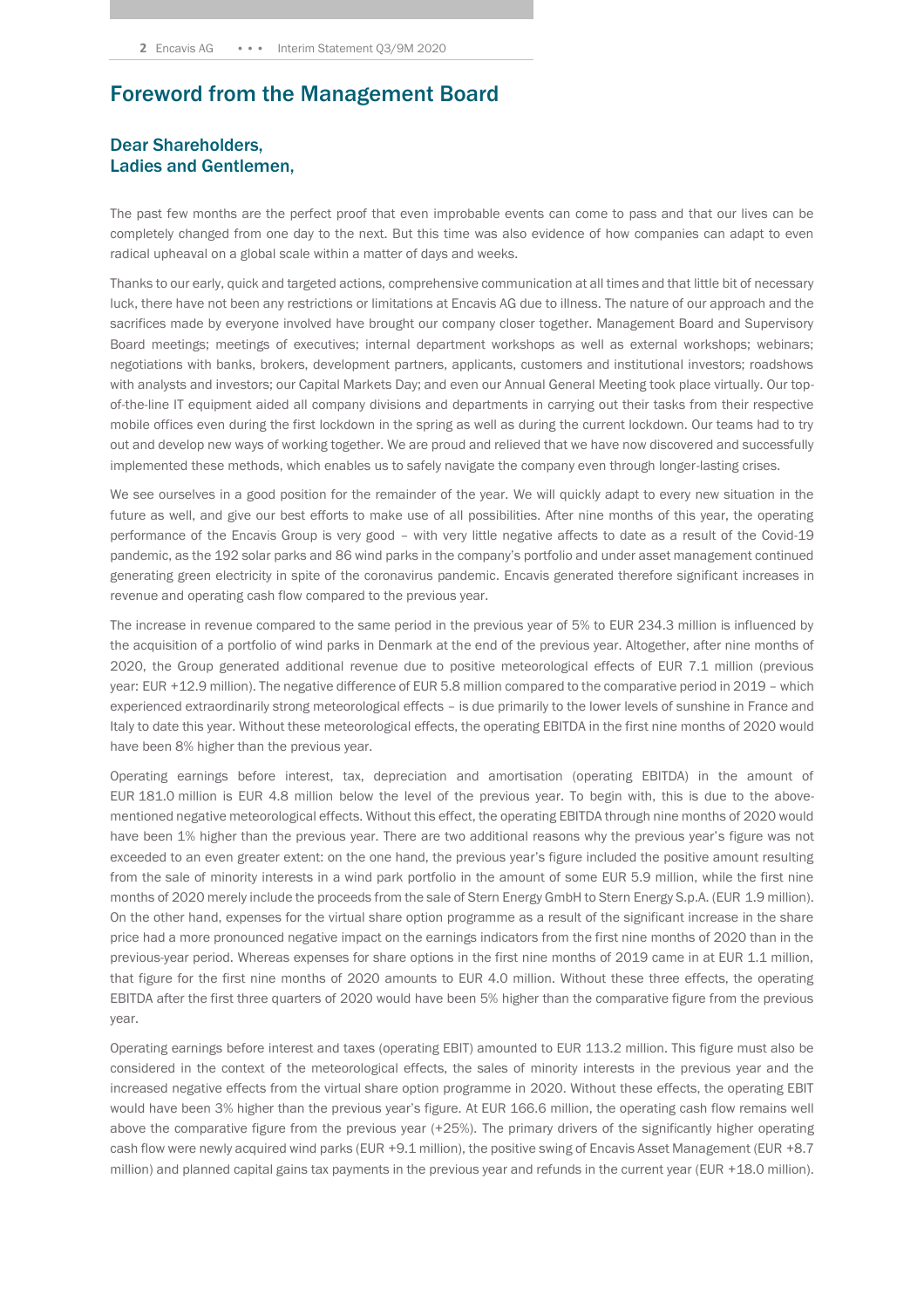# Foreword from the Management Board

## Dear Shareholders,
## Ladies and Gentlemen,

The past few months are the perfect proof that even improbable events can come to pass and that our lives can be completely changed from one day to the next. But this time was also evidence of how companies can adapt to even radical upheaval on a global scale within a matter of days and weeks.

Thanks to our early, quick and targeted actions, comprehensive communication at all times and that little bit of necessary luck, there have not been any restrictions or limitations at Encavis AG due to illness. The nature of our approach and the sacrifices made by everyone involved have brought our company closer together. Management Board and Supervisory Board meetings; meetings of executives; internal department workshops as well as external workshops; webinars; negotiations with banks, brokers, development partners, applicants, customers and institutional investors; roadshows with analysts and investors; our Capital Markets Day; and even our Annual General Meeting took place virtually. Our top-of-the-line IT equipment aided all company divisions and departments in carrying out their tasks from their respective mobile offices even during the first lockdown in the spring as well as during the current lockdown. Our teams had to try out and develop new ways of working together. We are proud and relieved that we have now discovered and successfully implemented these methods, which enables us to safely navigate the company even through longer-lasting crises.

We see ourselves in a good position for the remainder of the year. We will quickly adapt to every new situation in the future as well, and give our best efforts to make use of all possibilities. After nine months of this year, the operating performance of the Encavis Group is very good – with very little negative affects to date as a result of the Covid-19 pandemic, as the 192 solar parks and 86 wind parks in the company's portfolio and under asset management continued generating green electricity in spite of the coronavirus pandemic. Encavis generated therefore significant increases in revenue and operating cash flow compared to the previous year.

The increase in revenue compared to the same period in the previous year of 5% to EUR 234.3 million is influenced by the acquisition of a portfolio of wind parks in Denmark at the end of the previous year. Altogether, after nine months of 2020, the Group generated additional revenue due to positive meteorological effects of EUR 7.1 million (previous year: EUR +12.9 million). The negative difference of EUR 5.8 million compared to the comparative period in 2019 – which experienced extraordinarily strong meteorological effects – is due primarily to the lower levels of sunshine in France and Italy to date this year. Without these meteorological effects, the operating EBITDA in the first nine months of 2020 would have been 8% higher than the previous year.

Operating earnings before interest, tax, depreciation and amortisation (operating EBITDA) in the amount of EUR 181.0 million is EUR 4.8 million below the level of the previous year. To begin with, this is due to the above-mentioned negative meteorological effects. Without this effect, the operating EBITDA through nine months of 2020 would have been 1% higher than the previous year. There are two additional reasons why the previous year's figure was not exceeded to an even greater extent: on the one hand, the previous year's figure included the positive amount resulting from the sale of minority interests in a wind park portfolio in the amount of some EUR 5.9 million, while the first nine months of 2020 merely include the proceeds from the sale of Stern Energy GmbH to Stern Energy S.p.A. (EUR 1.9 million). On the other hand, expenses for the virtual share option programme as a result of the significant increase in the share price had a more pronounced negative impact on the earnings indicators from the first nine months of 2020 than in the previous-year period. Whereas expenses for share options in the first nine months of 2019 came in at EUR 1.1 million, that figure for the first nine months of 2020 amounts to EUR 4.0 million. Without these three effects, the operating EBITDA after the first three quarters of 2020 would have been 5% higher than the comparative figure from the previous year.

Operating earnings before interest and taxes (operating EBIT) amounted to EUR 113.2 million. This figure must also be considered in the context of the meteorological effects, the sales of minority interests in the previous year and the increased negative effects from the virtual share option programme in 2020. Without these effects, the operating EBIT would have been 3% higher than the previous year's figure. At EUR 166.6 million, the operating cash flow remains well above the comparative figure from the previous year (+25%). The primary drivers of the significantly higher operating cash flow were newly acquired wind parks (EUR +9.1 million), the positive swing of Encavis Asset Management (EUR +8.7 million) and planned capital gains tax payments in the previous year and refunds in the current year (EUR +18.0 million).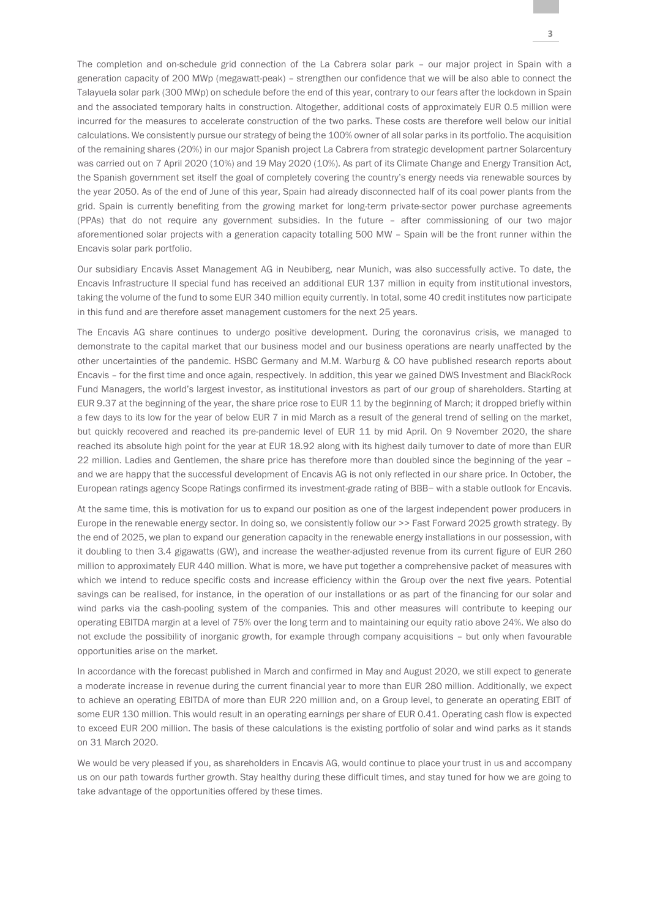The completion and on-schedule grid connection of the La Cabrera solar park – our major project in Spain with a generation capacity of 200 MWp (megawatt-peak) – strengthen our confidence that we will be also able to connect the Talayuela solar park (300 MWp) on schedule before the end of this year, contrary to our fears after the lockdown in Spain and the associated temporary halts in construction. Altogether, additional costs of approximately EUR 0.5 million were incurred for the measures to accelerate construction of the two parks. These costs are therefore well below our initial calculations. We consistently pursue our strategy of being the 100% owner of all solar parks in its portfolio. The acquisition of the remaining shares (20%) in our major Spanish project La Cabrera from strategic development partner Solarcentury was carried out on 7 April 2020 (10%) and 19 May 2020 (10%). As part of its Climate Change and Energy Transition Act, the Spanish government set itself the goal of completely covering the country's energy needs via renewable sources by the year 2050. As of the end of June of this year, Spain had already disconnected half of its coal power plants from the grid. Spain is currently benefiting from the growing market for long-term private-sector power purchase agreements (PPAs) that do not require any government subsidies. In the future – after commissioning of our two major aforementioned solar projects with a generation capacity totalling 500 MW – Spain will be the front runner within the Encavis solar park portfolio.

Our subsidiary Encavis Asset Management AG in Neubiberg, near Munich, was also successfully active. To date, the Encavis Infrastructure II special fund has received an additional EUR 137 million in equity from institutional investors, taking the volume of the fund to some EUR 340 million equity currently. In total, some 40 credit institutes now participate in this fund and are therefore asset management customers for the next 25 years.

The Encavis AG share continues to undergo positive development. During the coronavirus crisis, we managed to demonstrate to the capital market that our business model and our business operations are nearly unaffected by the other uncertainties of the pandemic. HSBC Germany and M.M. Warburg & CO have published research reports about Encavis – for the first time and once again, respectively. In addition, this year we gained DWS Investment and BlackRock Fund Managers, the world's largest investor, as institutional investors as part of our group of shareholders. Starting at EUR 9.37 at the beginning of the year, the share price rose to EUR 11 by the beginning of March; it dropped briefly within a few days to its low for the year of below EUR 7 in mid March as a result of the general trend of selling on the market, but quickly recovered and reached its pre-pandemic level of EUR 11 by mid April. On 9 November 2020, the share reached its absolute high point for the year at EUR 18.92 along with its highest daily turnover to date of more than EUR 22 million. Ladies and Gentlemen, the share price has therefore more than doubled since the beginning of the year – and we are happy that the successful development of Encavis AG is not only reflected in our share price. In October, the European ratings agency Scope Ratings confirmed its investment-grade rating of BBB– with a stable outlook for Encavis.

At the same time, this is motivation for us to expand our position as one of the largest independent power producers in Europe in the renewable energy sector. In doing so, we consistently follow our >> Fast Forward 2025 growth strategy. By the end of 2025, we plan to expand our generation capacity in the renewable energy installations in our possession, with it doubling to then 3.4 gigawatts (GW), and increase the weather-adjusted revenue from its current figure of EUR 260 million to approximately EUR 440 million. What is more, we have put together a comprehensive packet of measures with which we intend to reduce specific costs and increase efficiency within the Group over the next five years. Potential savings can be realised, for instance, in the operation of our installations or as part of the financing for our solar and wind parks via the cash-pooling system of the companies. This and other measures will contribute to keeping our operating EBITDA margin at a level of 75% over the long term and to maintaining our equity ratio above 24%. We also do not exclude the possibility of inorganic growth, for example through company acquisitions – but only when favourable opportunities arise on the market.

In accordance with the forecast published in March and confirmed in May and August 2020, we still expect to generate a moderate increase in revenue during the current financial year to more than EUR 280 million. Additionally, we expect to achieve an operating EBITDA of more than EUR 220 million and, on a Group level, to generate an operating EBIT of some EUR 130 million. This would result in an operating earnings per share of EUR 0.41. Operating cash flow is expected to exceed EUR 200 million. The basis of these calculations is the existing portfolio of solar and wind parks as it stands on 31 March 2020.

We would be very pleased if you, as shareholders in Encavis AG, would continue to place your trust in us and accompany us on our path towards further growth. Stay healthy during these difficult times, and stay tuned for how we are going to take advantage of the opportunities offered by these times.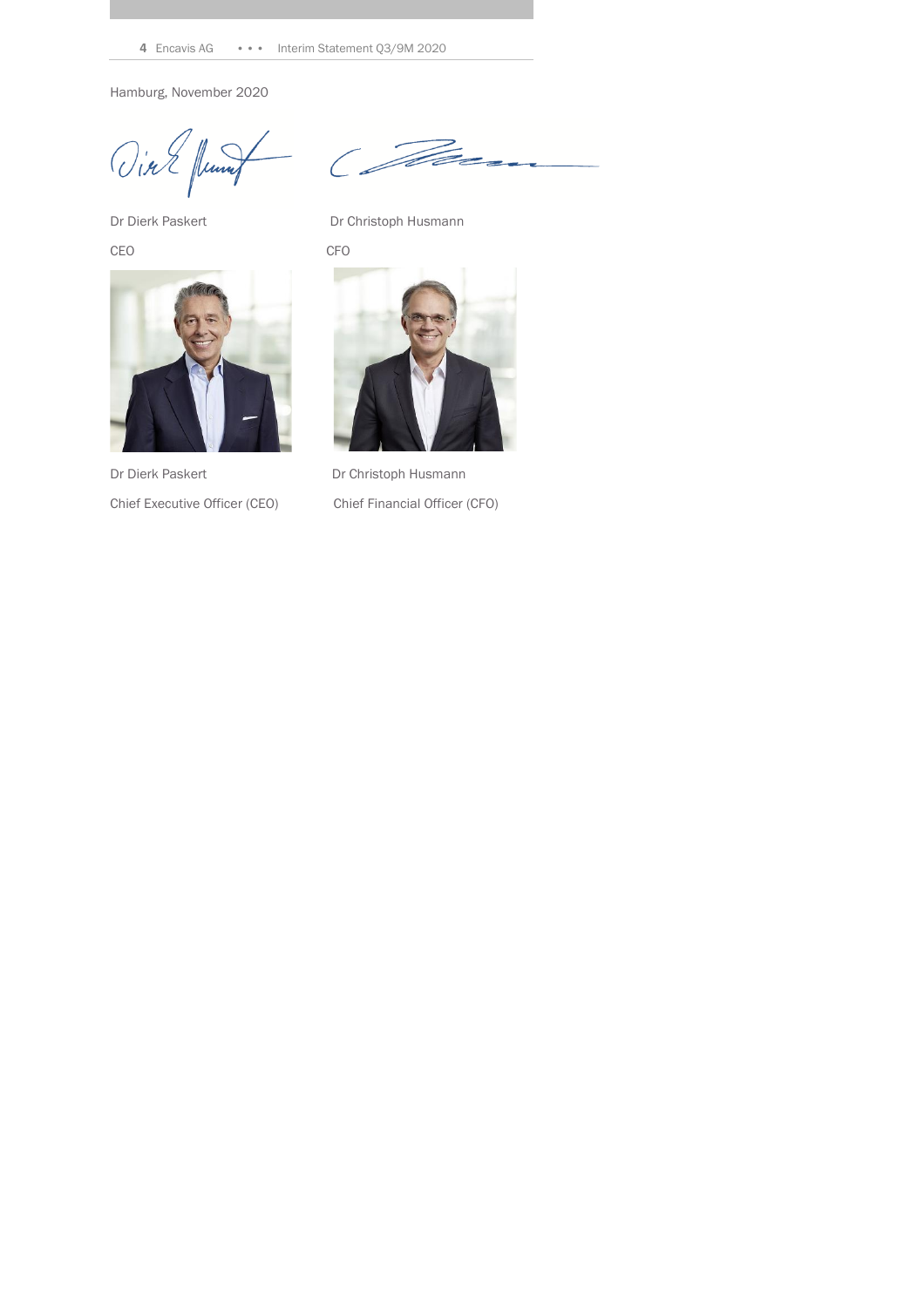Hamburg, November 2020

| Dr Dierk Paskert | Dr Christoph Husmann |
| --- | --- |
| CEO | CFO |

| Dr Dierk Paskert | Dr Christoph Husmann |
| --- | --- |
| Chief Executive Officer (CEO) | Chief Financial Officer (CFO) |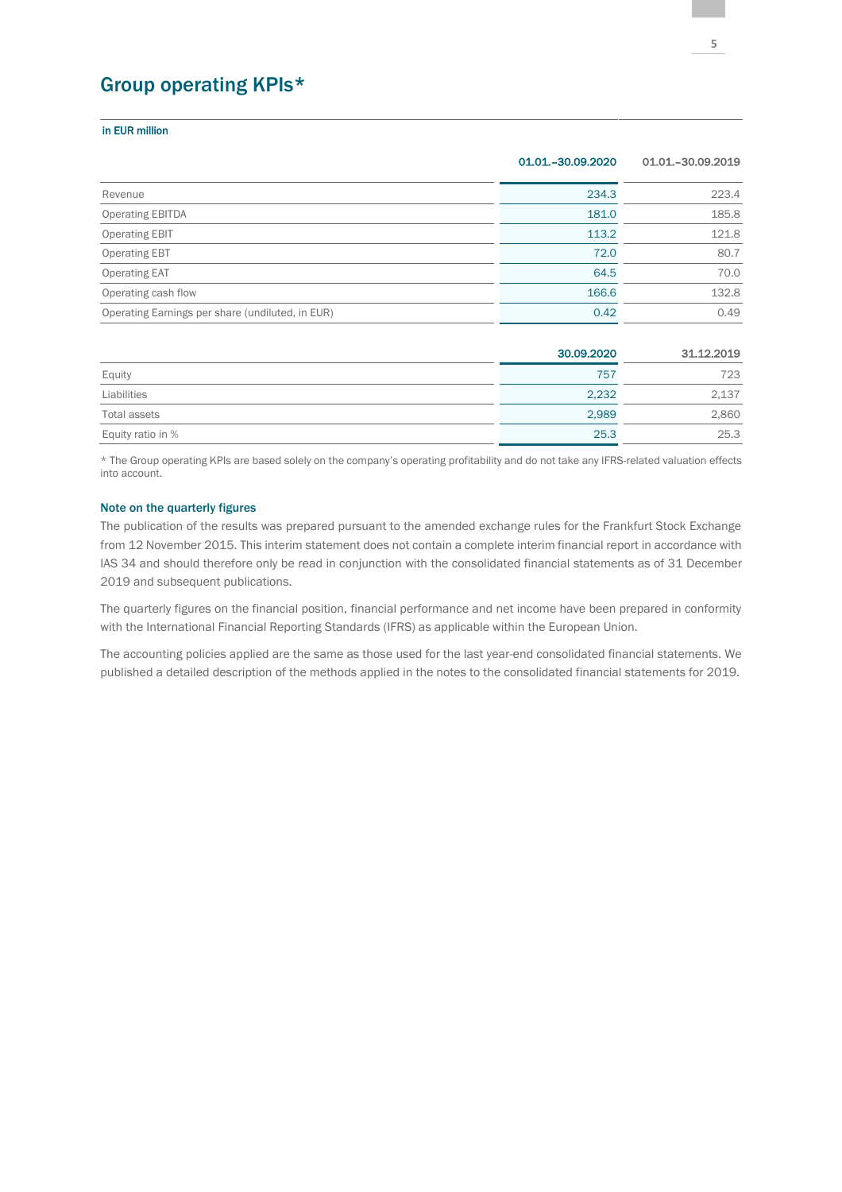# Group operating KPIs*

in EUR million

| | 01.01.–30.09.2020 | 01.01.–30.09.2019 |
|---|---|---|
| Revenue | 234.3 | 223.4 |
| Operating EBITDA | 181.0 | 185.8 |
| Operating EBIT | 113.2 | 121.8 |
| Operating EBT | 72.0 | 80.7 |
| Operating EAT | 64.5 | 70.0 |
| Operating cash flow | 166.6 | 132.8 |
| Operating Earnings per share (undiluted, in EUR) | 0.42 | 0.49 |

| | 30.09.2020 | 31.12.2019 |
|---|---|---|
| Equity | 757 | 723 |
| Liabilities | 2,232 | 2,137 |
| Total assets | 2,989 | 2,860 |
| Equity ratio in % | 25.3 | 25.3 |

* The Group operating KPIs are based solely on the company's operating profitability and do not take any IFRS-related valuation effects into account.

### Note on the quarterly figures

The publication of the results was prepared pursuant to the amended exchange rules for the Frankfurt Stock Exchange from 12 November 2015. This interim statement does not contain a complete interim financial report in accordance with IAS 34 and should therefore only be read in conjunction with the consolidated financial statements as of 31 December 2019 and subsequent publications.

The quarterly figures on the financial position, financial performance and net income have been prepared in conformity with the International Financial Reporting Standards (IFRS) as applicable within the European Union.

The accounting policies applied are the same as those used for the last year-end consolidated financial statements. We published a detailed description of the methods applied in the notes to the consolidated financial statements for 2019.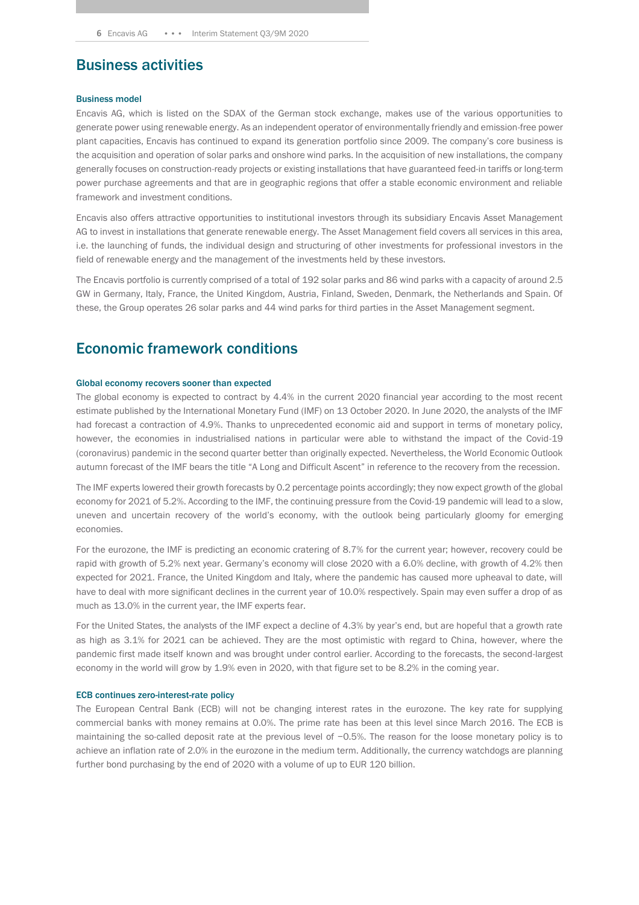## Business activities

### Business model

Encavis AG, which is listed on the SDAX of the German stock exchange, makes use of the various opportunities to generate power using renewable energy. As an independent operator of environmentally friendly and emission-free power plant capacities, Encavis has continued to expand its generation portfolio since 2009. The company's core business is the acquisition and operation of solar parks and onshore wind parks. In the acquisition of new installations, the company generally focuses on construction-ready projects or existing installations that have guaranteed feed-in tariffs or long-term power purchase agreements and that are in geographic regions that offer a stable economic environment and reliable framework and investment conditions.

Encavis also offers attractive opportunities to institutional investors through its subsidiary Encavis Asset Management AG to invest in installations that generate renewable energy. The Asset Management field covers all services in this area, i.e. the launching of funds, the individual design and structuring of other investments for professional investors in the field of renewable energy and the management of the investments held by these investors.

The Encavis portfolio is currently comprised of a total of 192 solar parks and 86 wind parks with a capacity of around 2.5 GW in Germany, Italy, France, the United Kingdom, Austria, Finland, Sweden, Denmark, the Netherlands and Spain. Of these, the Group operates 26 solar parks and 44 wind parks for third parties in the Asset Management segment.

## Economic framework conditions

### Global economy recovers sooner than expected

The global economy is expected to contract by 4.4% in the current 2020 financial year according to the most recent estimate published by the International Monetary Fund (IMF) on 13 October 2020. In June 2020, the analysts of the IMF had forecast a contraction of 4.9%. Thanks to unprecedented economic aid and support in terms of monetary policy, however, the economies in industrialised nations in particular were able to withstand the impact of the Covid-19 (coronavirus) pandemic in the second quarter better than originally expected. Nevertheless, the World Economic Outlook autumn forecast of the IMF bears the title "A Long and Difficult Ascent" in reference to the recovery from the recession.

The IMF experts lowered their growth forecasts by 0.2 percentage points accordingly; they now expect growth of the global economy for 2021 of 5.2%. According to the IMF, the continuing pressure from the Covid-19 pandemic will lead to a slow, uneven and uncertain recovery of the world's economy, with the outlook being particularly gloomy for emerging economies.

For the eurozone, the IMF is predicting an economic cratering of 8.7% for the current year; however, recovery could be rapid with growth of 5.2% next year. Germany's economy will close 2020 with a 6.0% decline, with growth of 4.2% then expected for 2021. France, the United Kingdom and Italy, where the pandemic has caused more upheaval to date, will have to deal with more significant declines in the current year of 10.0% respectively. Spain may even suffer a drop of as much as 13.0% in the current year, the IMF experts fear.

For the United States, the analysts of the IMF expect a decline of 4.3% by year's end, but are hopeful that a growth rate as high as 3.1% for 2021 can be achieved. They are the most optimistic with regard to China, however, where the pandemic first made itself known and was brought under control earlier. According to the forecasts, the second-largest economy in the world will grow by 1.9% even in 2020, with that figure set to be 8.2% in the coming year.

### ECB continues zero-interest-rate policy

The European Central Bank (ECB) will not be changing interest rates in the eurozone. The key rate for supplying commercial banks with money remains at 0.0%. The prime rate has been at this level since March 2016. The ECB is maintaining the so-called deposit rate at the previous level of −0.5%. The reason for the loose monetary policy is to achieve an inflation rate of 2.0% in the eurozone in the medium term. Additionally, the currency watchdogs are planning further bond purchasing by the end of 2020 with a volume of up to EUR 120 billion.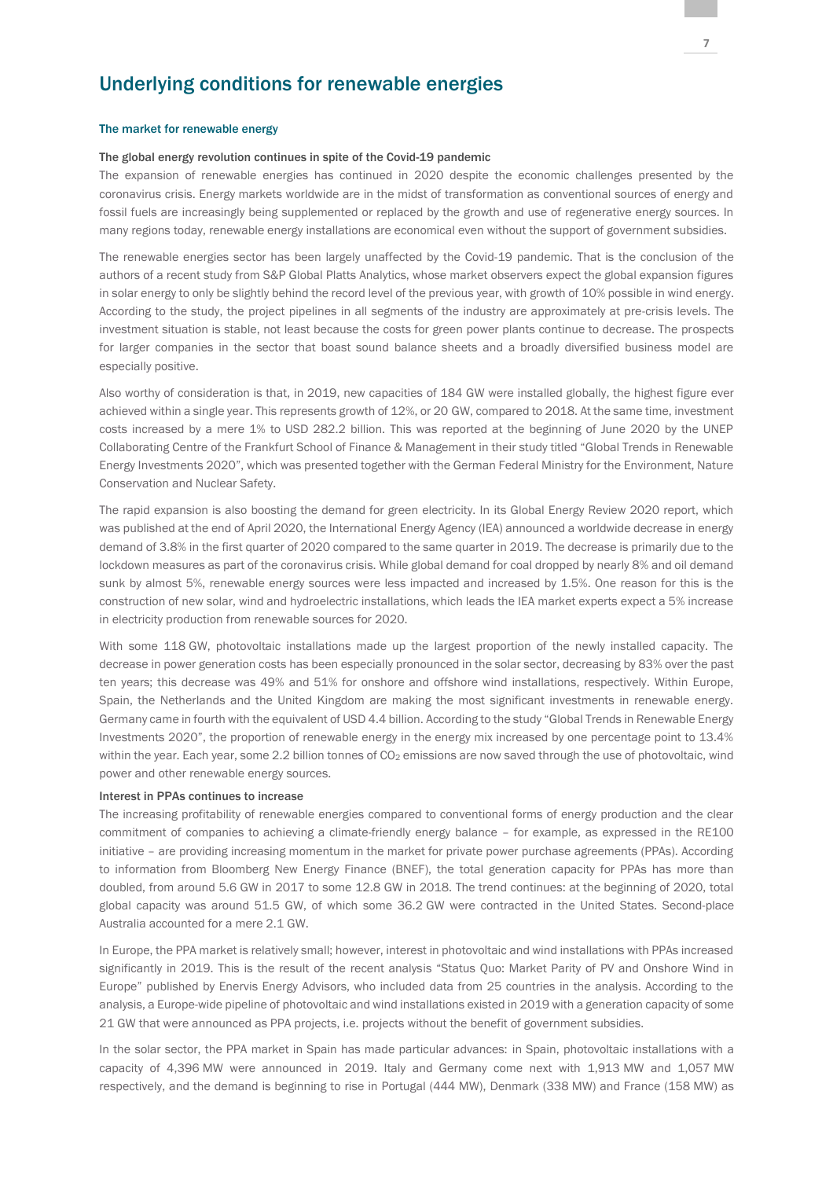# Underlying conditions for renewable energies

## The market for renewable energy

### The global energy revolution continues in spite of the Covid-19 pandemic

The expansion of renewable energies has continued in 2020 despite the economic challenges presented by the coronavirus crisis. Energy markets worldwide are in the midst of transformation as conventional sources of energy and fossil fuels are increasingly being supplemented or replaced by the growth and use of regenerative energy sources. In many regions today, renewable energy installations are economical even without the support of government subsidies.

The renewable energies sector has been largely unaffected by the Covid-19 pandemic. That is the conclusion of the authors of a recent study from S&P Global Platts Analytics, whose market observers expect the global expansion figures in solar energy to only be slightly behind the record level of the previous year, with growth of 10% possible in wind energy. According to the study, the project pipelines in all segments of the industry are approximately at pre-crisis levels. The investment situation is stable, not least because the costs for green power plants continue to decrease. The prospects for larger companies in the sector that boast sound balance sheets and a broadly diversified business model are especially positive.

Also worthy of consideration is that, in 2019, new capacities of 184 GW were installed globally, the highest figure ever achieved within a single year. This represents growth of 12%, or 20 GW, compared to 2018. At the same time, investment costs increased by a mere 1% to USD 282.2 billion. This was reported at the beginning of June 2020 by the UNEP Collaborating Centre of the Frankfurt School of Finance & Management in their study titled "Global Trends in Renewable Energy Investments 2020", which was presented together with the German Federal Ministry for the Environment, Nature Conservation and Nuclear Safety.

The rapid expansion is also boosting the demand for green electricity. In its Global Energy Review 2020 report, which was published at the end of April 2020, the International Energy Agency (IEA) announced a worldwide decrease in energy demand of 3.8% in the first quarter of 2020 compared to the same quarter in 2019. The decrease is primarily due to the lockdown measures as part of the coronavirus crisis. While global demand for coal dropped by nearly 8% and oil demand sunk by almost 5%, renewable energy sources were less impacted and increased by 1.5%. One reason for this is the construction of new solar, wind and hydroelectric installations, which leads the IEA market experts expect a 5% increase in electricity production from renewable sources for 2020.

With some 118 GW, photovoltaic installations made up the largest proportion of the newly installed capacity. The decrease in power generation costs has been especially pronounced in the solar sector, decreasing by 83% over the past ten years; this decrease was 49% and 51% for onshore and offshore wind installations, respectively. Within Europe, Spain, the Netherlands and the United Kingdom are making the most significant investments in renewable energy. Germany came in fourth with the equivalent of USD 4.4 billion. According to the study "Global Trends in Renewable Energy Investments 2020", the proportion of renewable energy in the energy mix increased by one percentage point to 13.4% within the year. Each year, some 2.2 billion tonnes of $CO_2$ emissions are now saved through the use of photovoltaic, wind power and other renewable energy sources.

### Interest in PPAs continues to increase

The increasing profitability of renewable energies compared to conventional forms of energy production and the clear commitment of companies to achieving a climate-friendly energy balance – for example, as expressed in the RE100 initiative – are providing increasing momentum in the market for private power purchase agreements (PPAs). According to information from Bloomberg New Energy Finance (BNEF), the total generation capacity for PPAs has more than doubled, from around 5.6 GW in 2017 to some 12.8 GW in 2018. The trend continues: at the beginning of 2020, total global capacity was around 51.5 GW, of which some 36.2 GW were contracted in the United States. Second-place Australia accounted for a mere 2.1 GW.

In Europe, the PPA market is relatively small; however, interest in photovoltaic and wind installations with PPAs increased significantly in 2019. This is the result of the recent analysis "Status Quo: Market Parity of PV and Onshore Wind in Europe" published by Enervis Energy Advisors, who included data from 25 countries in the analysis. According to the analysis, a Europe-wide pipeline of photovoltaic and wind installations existed in 2019 with a generation capacity of some 21 GW that were announced as PPA projects, i.e. projects without the benefit of government subsidies.

In the solar sector, the PPA market in Spain has made particular advances: in Spain, photovoltaic installations with a capacity of 4,396 MW were announced in 2019. Italy and Germany come next with 1,913 MW and 1,057 MW respectively, and the demand is beginning to rise in Portugal (444 MW), Denmark (338 MW) and France (158 MW) as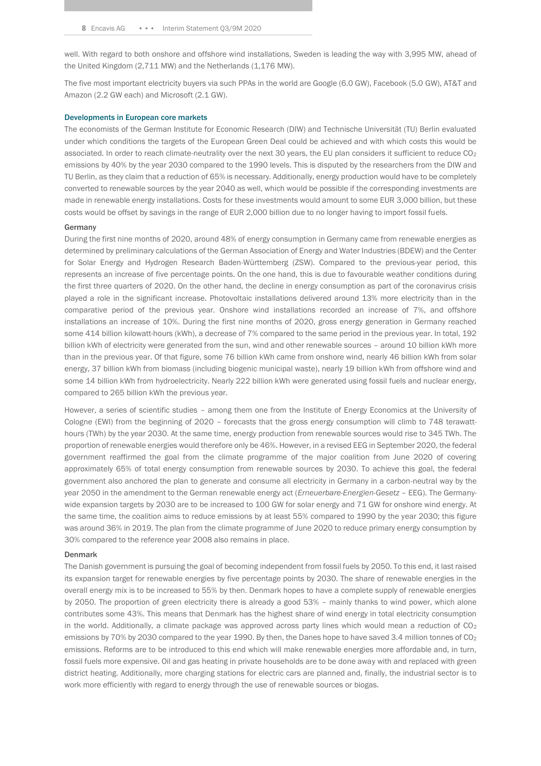well. With regard to both onshore and offshore wind installations, Sweden is leading the way with 3,995 MW, ahead of the United Kingdom (2,711 MW) and the Netherlands (1,176 MW).

The five most important electricity buyers via such PPAs in the world are Google (6.0 GW), Facebook (5.0 GW), AT&T and Amazon (2.2 GW each) and Microsoft (2.1 GW).

## Developments in European core markets

The economists of the German Institute for Economic Research (DIW) and Technische Universität (TU) Berlin evaluated under which conditions the targets of the European Green Deal could be achieved and with which costs this would be associated. In order to reach climate-neutrality over the next 30 years, the EU plan considers it sufficient to reduce $CO_2$ emissions by 40% by the year 2030 compared to the 1990 levels. This is disputed by the researchers from the DIW and TU Berlin, as they claim that a reduction of 65% is necessary. Additionally, energy production would have to be completely converted to renewable sources by the year 2040 as well, which would be possible if the corresponding investments are made in renewable energy installations. Costs for these investments would amount to some EUR 3,000 billion, but these costs would be offset by savings in the range of EUR 2,000 billion due to no longer having to import fossil fuels.

### Germany

During the first nine months of 2020, around 48% of energy consumption in Germany came from renewable energies as determined by preliminary calculations of the German Association of Energy and Water Industries (BDEW) and the Center for Solar Energy and Hydrogen Research Baden-Württemberg (ZSW). Compared to the previous-year period, this represents an increase of five percentage points. On the one hand, this is due to favourable weather conditions during the first three quarters of 2020. On the other hand, the decline in energy consumption as part of the coronavirus crisis played a role in the significant increase. Photovoltaic installations delivered around 13% more electricity than in the comparative period of the previous year. Onshore wind installations recorded an increase of 7%, and offshore installations an increase of 10%. During the first nine months of 2020, gross energy generation in Germany reached some 414 billion kilowatt-hours (kWh), a decrease of 7% compared to the same period in the previous year. In total, 192 billion kWh of electricity were generated from the sun, wind and other renewable sources – around 10 billion kWh more than in the previous year. Of that figure, some 76 billion kWh came from onshore wind, nearly 46 billion kWh from solar energy, 37 billion kWh from biomass (including biogenic municipal waste), nearly 19 billion kWh from offshore wind and some 14 billion kWh from hydroelectricity. Nearly 222 billion kWh were generated using fossil fuels and nuclear energy, compared to 265 billion kWh the previous year.

However, a series of scientific studies – among them one from the Institute of Energy Economics at the University of Cologne (EWI) from the beginning of 2020 – forecasts that the gross energy consumption will climb to 748 terawatt-hours (TWh) by the year 2030. At the same time, energy production from renewable sources would rise to 345 TWh. The proportion of renewable energies would therefore only be 46%. However, in a revised EEG in September 2020, the federal government reaffirmed the goal from the climate programme of the major coalition from June 2020 of covering approximately 65% of total energy consumption from renewable sources by 2030. To achieve this goal, the federal government also anchored the plan to generate and consume all electricity in Germany in a carbon-neutral way by the year 2050 in the amendment to the German renewable energy act (*Erneuerbare-Energien-Gesetz* – EEG). The Germany-wide expansion targets by 2030 are to be increased to 100 GW for solar energy and 71 GW for onshore wind energy. At the same time, the coalition aims to reduce emissions by at least 55% compared to 1990 by the year 2030; this figure was around 36% in 2019. The plan from the climate programme of June 2020 to reduce primary energy consumption by 30% compared to the reference year 2008 also remains in place.

### Denmark

The Danish government is pursuing the goal of becoming independent from fossil fuels by 2050. To this end, it last raised its expansion target for renewable energies by five percentage points by 2030. The share of renewable energies in the overall energy mix is to be increased to 55% by then. Denmark hopes to have a complete supply of renewable energies by 2050. The proportion of green electricity there is already a good 53% – mainly thanks to wind power, which alone contributes some 43%. This means that Denmark has the highest share of wind energy in total electricity consumption in the world. Additionally, a climate package was approved across party lines which would mean a reduction of $CO_2$ emissions by 70% by 2030 compared to the year 1990. By then, the Danes hope to have saved 3.4 million tonnes of $CO_2$ emissions. Reforms are to be introduced to this end which will make renewable energies more affordable and, in turn, fossil fuels more expensive. Oil and gas heating in private households are to be done away with and replaced with green district heating. Additionally, more charging stations for electric cars are planned and, finally, the industrial sector is to work more efficiently with regard to energy through the use of renewable sources or biogas.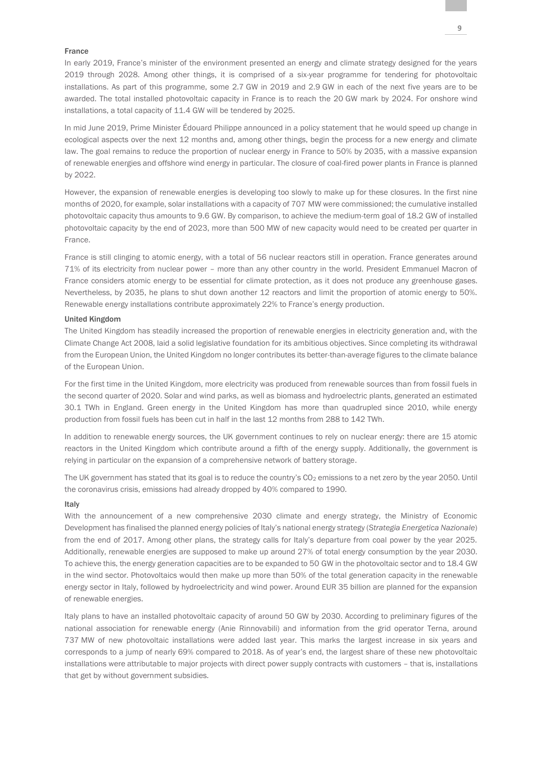### France

In early 2019, France's minister of the environment presented an energy and climate strategy designed for the years 2019 through 2028. Among other things, it is comprised of a six-year programme for tendering for photovoltaic installations. As part of this programme, some 2.7 GW in 2019 and 2.9 GW in each of the next five years are to be awarded. The total installed photovoltaic capacity in France is to reach the 20 GW mark by 2024. For onshore wind installations, a total capacity of 11.4 GW will be tendered by 2025.

In mid June 2019, Prime Minister Édouard Philippe announced in a policy statement that he would speed up change in ecological aspects over the next 12 months and, among other things, begin the process for a new energy and climate law. The goal remains to reduce the proportion of nuclear energy in France to 50% by 2035, with a massive expansion of renewable energies and offshore wind energy in particular. The closure of coal-fired power plants in France is planned by 2022.

However, the expansion of renewable energies is developing too slowly to make up for these closures. In the first nine months of 2020, for example, solar installations with a capacity of 707 MW were commissioned; the cumulative installed photovoltaic capacity thus amounts to 9.6 GW. By comparison, to achieve the medium-term goal of 18.2 GW of installed photovoltaic capacity by the end of 2023, more than 500 MW of new capacity would need to be created per quarter in France.

France is still clinging to atomic energy, with a total of 56 nuclear reactors still in operation. France generates around 71% of its electricity from nuclear power – more than any other country in the world. President Emmanuel Macron of France considers atomic energy to be essential for climate protection, as it does not produce any greenhouse gases. Nevertheless, by 2035, he plans to shut down another 12 reactors and limit the proportion of atomic energy to 50%. Renewable energy installations contribute approximately 22% to France's energy production.

### United Kingdom

The United Kingdom has steadily increased the proportion of renewable energies in electricity generation and, with the Climate Change Act 2008, laid a solid legislative foundation for its ambitious objectives. Since completing its withdrawal from the European Union, the United Kingdom no longer contributes its better-than-average figures to the climate balance of the European Union.

For the first time in the United Kingdom, more electricity was produced from renewable sources than from fossil fuels in the second quarter of 2020. Solar and wind parks, as well as biomass and hydroelectric plants, generated an estimated 30.1 TWh in England. Green energy in the United Kingdom has more than quadrupled since 2010, while energy production from fossil fuels has been cut in half in the last 12 months from 288 to 142 TWh.

In addition to renewable energy sources, the UK government continues to rely on nuclear energy: there are 15 atomic reactors in the United Kingdom which contribute around a fifth of the energy supply. Additionally, the government is relying in particular on the expansion of a comprehensive network of battery storage.

The UK government has stated that its goal is to reduce the country's $CO_2$ emissions to a net zero by the year 2050. Until the coronavirus crisis, emissions had already dropped by 40% compared to 1990.

### Italy

With the announcement of a new comprehensive 2030 climate and energy strategy, the Ministry of Economic Development has finalised the planned energy policies of Italy's national energy strategy (*Strategia Energetica Nazionale*) from the end of 2017. Among other plans, the strategy calls for Italy's departure from coal power by the year 2025. Additionally, renewable energies are supposed to make up around 27% of total energy consumption by the year 2030. To achieve this, the energy generation capacities are to be expanded to 50 GW in the photovoltaic sector and to 18.4 GW in the wind sector. Photovoltaics would then make up more than 50% of the total generation capacity in the renewable energy sector in Italy, followed by hydroelectricity and wind power. Around EUR 35 billion are planned for the expansion of renewable energies.

Italy plans to have an installed photovoltaic capacity of around 50 GW by 2030. According to preliminary figures of the national association for renewable energy (Anie Rinnovabili) and information from the grid operator Terna, around 737 MW of new photovoltaic installations were added last year. This marks the largest increase in six years and corresponds to a jump of nearly 69% compared to 2018. As of year's end, the largest share of these new photovoltaic installations were attributable to major projects with direct power supply contracts with customers – that is, installations that get by without government subsidies.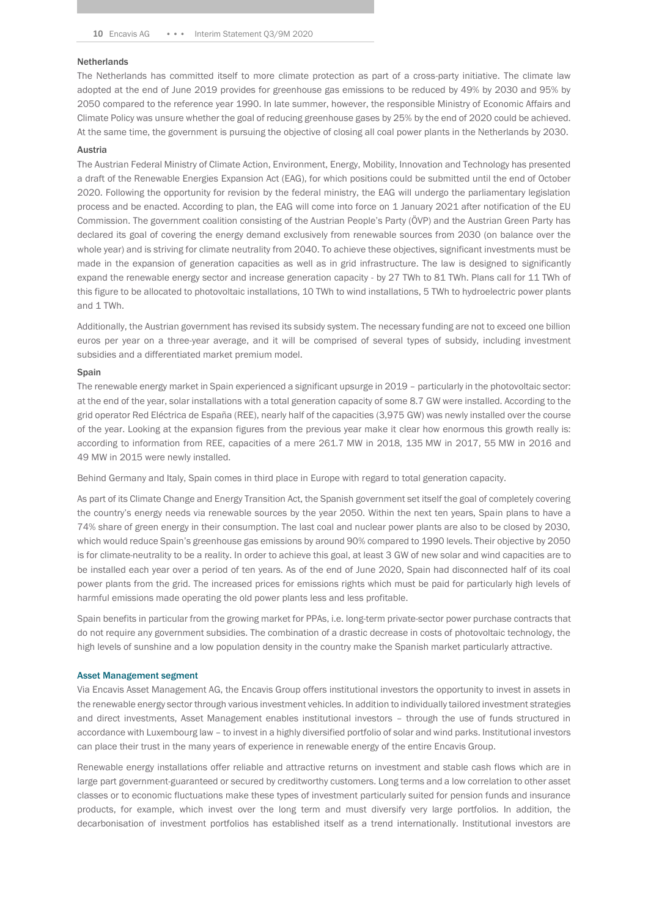### Netherlands

The Netherlands has committed itself to more climate protection as part of a cross-party initiative. The climate law adopted at the end of June 2019 provides for greenhouse gas emissions to be reduced by 49% by 2030 and 95% by 2050 compared to the reference year 1990. In late summer, however, the responsible Ministry of Economic Affairs and Climate Policy was unsure whether the goal of reducing greenhouse gases by 25% by the end of 2020 could be achieved. At the same time, the government is pursuing the objective of closing all coal power plants in the Netherlands by 2030.

### Austria

The Austrian Federal Ministry of Climate Action, Environment, Energy, Mobility, Innovation and Technology has presented a draft of the Renewable Energies Expansion Act (EAG), for which positions could be submitted until the end of October 2020. Following the opportunity for revision by the federal ministry, the EAG will undergo the parliamentary legislation process and be enacted. According to plan, the EAG will come into force on 1 January 2021 after notification of the EU Commission. The government coalition consisting of the Austrian People's Party (ÖVP) and the Austrian Green Party has declared its goal of covering the energy demand exclusively from renewable sources from 2030 (on balance over the whole year) and is striving for climate neutrality from 2040. To achieve these objectives, significant investments must be made in the expansion of generation capacities as well as in grid infrastructure. The law is designed to significantly expand the renewable energy sector and increase generation capacity - by 27 TWh to 81 TWh. Plans call for 11 TWh of this figure to be allocated to photovoltaic installations, 10 TWh to wind installations, 5 TWh to hydroelectric power plants and 1 TWh.

Additionally, the Austrian government has revised its subsidy system. The necessary funding are not to exceed one billion euros per year on a three-year average, and it will be comprised of several types of subsidy, including investment subsidies and a differentiated market premium model.

### Spain

The renewable energy market in Spain experienced a significant upsurge in 2019 – particularly in the photovoltaic sector: at the end of the year, solar installations with a total generation capacity of some 8.7 GW were installed. According to the grid operator Red Eléctrica de España (REE), nearly half of the capacities (3,975 GW) was newly installed over the course of the year. Looking at the expansion figures from the previous year make it clear how enormous this growth really is: according to information from REE, capacities of a mere 261.7 MW in 2018, 135 MW in 2017, 55 MW in 2016 and 49 MW in 2015 were newly installed.

Behind Germany and Italy, Spain comes in third place in Europe with regard to total generation capacity.

As part of its Climate Change and Energy Transition Act, the Spanish government set itself the goal of completely covering the country's energy needs via renewable sources by the year 2050. Within the next ten years, Spain plans to have a 74% share of green energy in their consumption. The last coal and nuclear power plants are also to be closed by 2030, which would reduce Spain's greenhouse gas emissions by around 90% compared to 1990 levels. Their objective by 2050 is for climate-neutrality to be a reality. In order to achieve this goal, at least 3 GW of new solar and wind capacities are to be installed each year over a period of ten years. As of the end of June 2020, Spain had disconnected half of its coal power plants from the grid. The increased prices for emissions rights which must be paid for particularly high levels of harmful emissions made operating the old power plants less and less profitable.

Spain benefits in particular from the growing market for PPAs, i.e. long-term private-sector power purchase contracts that do not require any government subsidies. The combination of a drastic decrease in costs of photovoltaic technology, the high levels of sunshine and a low population density in the country make the Spanish market particularly attractive.

## Asset Management segment

Via Encavis Asset Management AG, the Encavis Group offers institutional investors the opportunity to invest in assets in the renewable energy sector through various investment vehicles. In addition to individually tailored investment strategies and direct investments, Asset Management enables institutional investors – through the use of funds structured in accordance with Luxembourg law – to invest in a highly diversified portfolio of solar and wind parks. Institutional investors can place their trust in the many years of experience in renewable energy of the entire Encavis Group.

Renewable energy installations offer reliable and attractive returns on investment and stable cash flows which are in large part government-guaranteed or secured by creditworthy customers. Long terms and a low correlation to other asset classes or to economic fluctuations make these types of investment particularly suited for pension funds and insurance products, for example, which invest over the long term and must diversify very large portfolios. In addition, the decarbonisation of investment portfolios has established itself as a trend internationally. Institutional investors are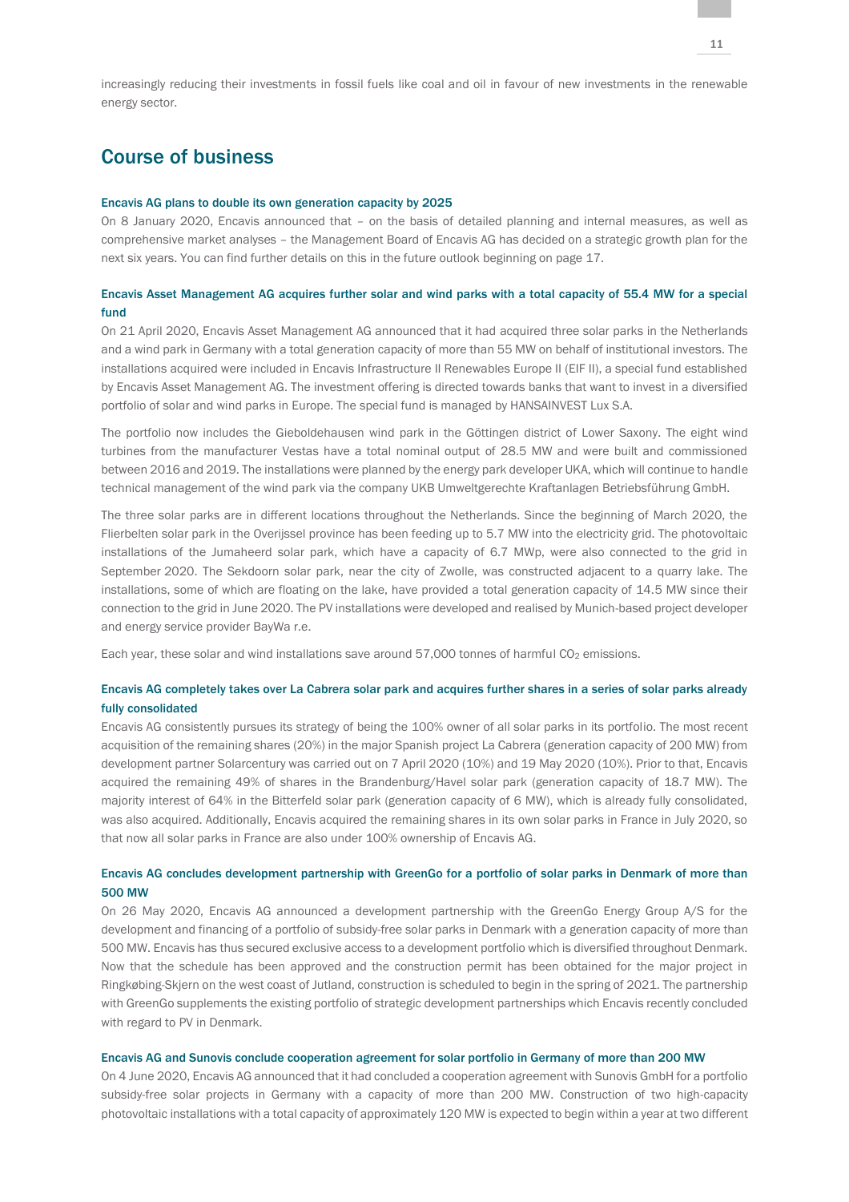increasingly reducing their investments in fossil fuels like coal and oil in favour of new investments in the renewable energy sector.

## Course of business

### Encavis AG plans to double its own generation capacity by 2025

On 8 January 2020, Encavis announced that – on the basis of detailed planning and internal measures, as well as comprehensive market analyses – the Management Board of Encavis AG has decided on a strategic growth plan for the next six years. You can find further details on this in the future outlook beginning on page 17.

### Encavis Asset Management AG acquires further solar and wind parks with a total capacity of 55.4 MW for a special fund

On 21 April 2020, Encavis Asset Management AG announced that it had acquired three solar parks in the Netherlands and a wind park in Germany with a total generation capacity of more than 55 MW on behalf of institutional investors. The installations acquired were included in Encavis Infrastructure II Renewables Europe II (EIF II), a special fund established by Encavis Asset Management AG. The investment offering is directed towards banks that want to invest in a diversified portfolio of solar and wind parks in Europe. The special fund is managed by HANSAINVEST Lux S.A.

The portfolio now includes the Gieboldehausen wind park in the Göttingen district of Lower Saxony. The eight wind turbines from the manufacturer Vestas have a total nominal output of 28.5 MW and were built and commissioned between 2016 and 2019. The installations were planned by the energy park developer UKA, which will continue to handle technical management of the wind park via the company UKB Umweltgerechte Kraftanlagen Betriebsführung GmbH.

The three solar parks are in different locations throughout the Netherlands. Since the beginning of March 2020, the Flierbelten solar park in the Overijssel province has been feeding up to 5.7 MW into the electricity grid. The photovoltaic installations of the Jumaheerd solar park, which have a capacity of 6.7 MWp, were also connected to the grid in September 2020. The Sekdoorn solar park, near the city of Zwolle, was constructed adjacent to a quarry lake. The installations, some of which are floating on the lake, have provided a total generation capacity of 14.5 MW since their connection to the grid in June 2020. The PV installations were developed and realised by Munich-based project developer and energy service provider BayWa r.e.

Each year, these solar and wind installations save around 57,000 tonnes of harmful $CO_2$ emissions.

### Encavis AG completely takes over La Cabrera solar park and acquires further shares in a series of solar parks already fully consolidated

Encavis AG consistently pursues its strategy of being the 100% owner of all solar parks in its portfolio. The most recent acquisition of the remaining shares (20%) in the major Spanish project La Cabrera (generation capacity of 200 MW) from development partner Solarcentury was carried out on 7 April 2020 (10%) and 19 May 2020 (10%). Prior to that, Encavis acquired the remaining 49% of shares in the Brandenburg/Havel solar park (generation capacity of 18.7 MW). The majority interest of 64% in the Bitterfeld solar park (generation capacity of 6 MW), which is already fully consolidated, was also acquired. Additionally, Encavis acquired the remaining shares in its own solar parks in France in July 2020, so that now all solar parks in France are also under 100% ownership of Encavis AG.

### Encavis AG concludes development partnership with GreenGo for a portfolio of solar parks in Denmark of more than 500 MW

On 26 May 2020, Encavis AG announced a development partnership with the GreenGo Energy Group A/S for the development and financing of a portfolio of subsidy-free solar parks in Denmark with a generation capacity of more than 500 MW. Encavis has thus secured exclusive access to a development portfolio which is diversified throughout Denmark. Now that the schedule has been approved and the construction permit has been obtained for the major project in Ringkøbing-Skjern on the west coast of Jutland, construction is scheduled to begin in the spring of 2021. The partnership with GreenGo supplements the existing portfolio of strategic development partnerships which Encavis recently concluded with regard to PV in Denmark.

### Encavis AG and Sunovis conclude cooperation agreement for solar portfolio in Germany of more than 200 MW

On 4 June 2020, Encavis AG announced that it had concluded a cooperation agreement with Sunovis GmbH for a portfolio subsidy-free solar projects in Germany with a capacity of more than 200 MW. Construction of two high-capacity photovoltaic installations with a total capacity of approximately 120 MW is expected to begin within a year at two different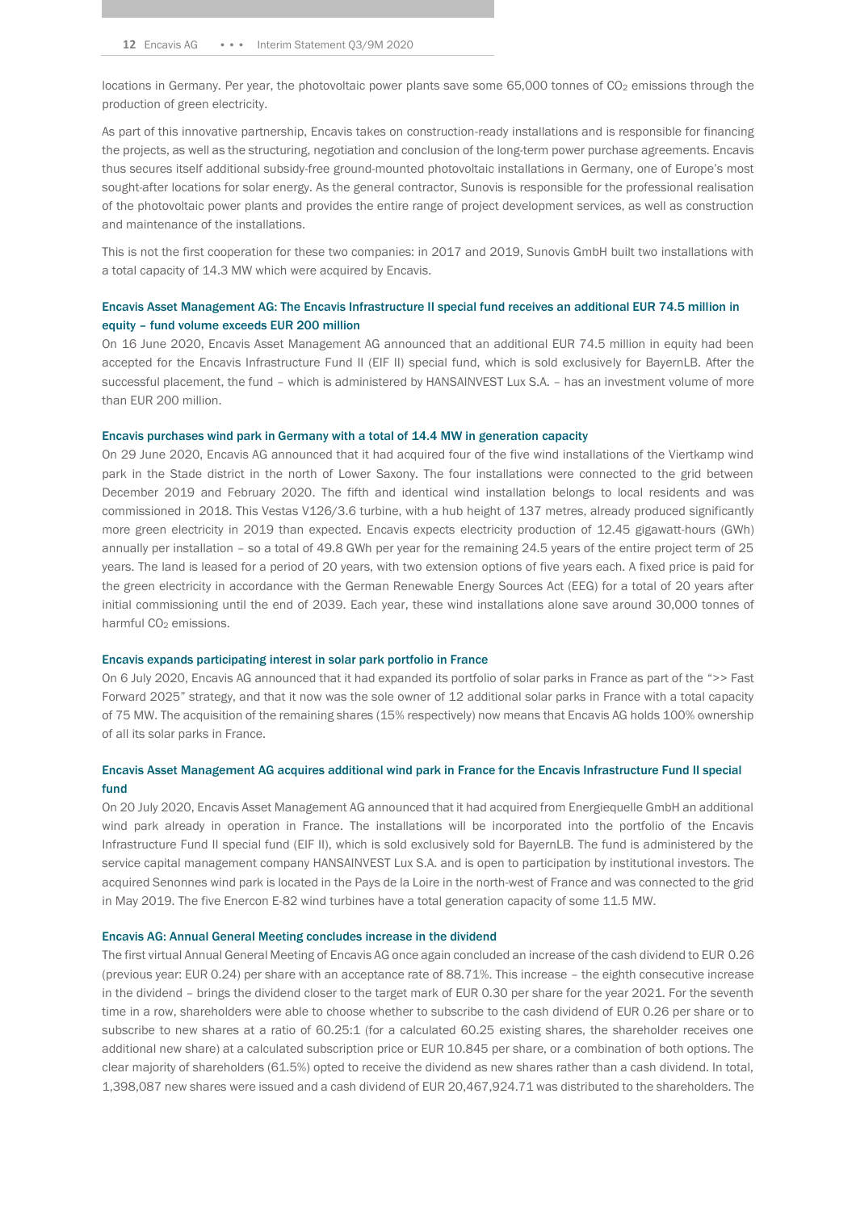locations in Germany. Per year, the photovoltaic power plants save some 65,000 tonnes of $CO_2$ emissions through the production of green electricity.

As part of this innovative partnership, Encavis takes on construction-ready installations and is responsible for financing the projects, as well as the structuring, negotiation and conclusion of the long-term power purchase agreements. Encavis thus secures itself additional subsidy-free ground-mounted photovoltaic installations in Germany, one of Europe's most sought-after locations for solar energy. As the general contractor, Sunovis is responsible for the professional realisation of the photovoltaic power plants and provides the entire range of project development services, as well as construction and maintenance of the installations.

This is not the first cooperation for these two companies: in 2017 and 2019, Sunovis GmbH built two installations with a total capacity of 14.3 MW which were acquired by Encavis.

### Encavis Asset Management AG: The Encavis Infrastructure II special fund receives an additional EUR 74.5 million in equity – fund volume exceeds EUR 200 million

On 16 June 2020, Encavis Asset Management AG announced that an additional EUR 74.5 million in equity had been accepted for the Encavis Infrastructure Fund II (EIF II) special fund, which is sold exclusively for BayernLB. After the successful placement, the fund – which is administered by HANSAINVEST Lux S.A. – has an investment volume of more than EUR 200 million.

### Encavis purchases wind park in Germany with a total of 14.4 MW in generation capacity

On 29 June 2020, Encavis AG announced that it had acquired four of the five wind installations of the Viertkamp wind park in the Stade district in the north of Lower Saxony. The four installations were connected to the grid between December 2019 and February 2020. The fifth and identical wind installation belongs to local residents and was commissioned in 2018. This Vestas V126/3.6 turbine, with a hub height of 137 metres, already produced significantly more green electricity in 2019 than expected. Encavis expects electricity production of 12.45 gigawatt-hours (GWh) annually per installation – so a total of 49.8 GWh per year for the remaining 24.5 years of the entire project term of 25 years. The land is leased for a period of 20 years, with two extension options of five years each. A fixed price is paid for the green electricity in accordance with the German Renewable Energy Sources Act (EEG) for a total of 20 years after initial commissioning until the end of 2039. Each year, these wind installations alone save around 30,000 tonnes of harmful $CO_2$ emissions.

### Encavis expands participating interest in solar park portfolio in France

On 6 July 2020, Encavis AG announced that it had expanded its portfolio of solar parks in France as part of the ">> Fast Forward 2025" strategy, and that it now was the sole owner of 12 additional solar parks in France with a total capacity of 75 MW. The acquisition of the remaining shares (15% respectively) now means that Encavis AG holds 100% ownership of all its solar parks in France.

### Encavis Asset Management AG acquires additional wind park in France for the Encavis Infrastructure Fund II special fund

On 20 July 2020, Encavis Asset Management AG announced that it had acquired from Energiequelle GmbH an additional wind park already in operation in France. The installations will be incorporated into the portfolio of the Encavis Infrastructure Fund II special fund (EIF II), which is sold exclusively sold for BayernLB. The fund is administered by the service capital management company HANSAINVEST Lux S.A. and is open to participation by institutional investors. The acquired Senonnes wind park is located in the Pays de la Loire in the north-west of France and was connected to the grid in May 2019. The five Enercon E-82 wind turbines have a total generation capacity of some 11.5 MW.

### Encavis AG: Annual General Meeting concludes increase in the dividend

The first virtual Annual General Meeting of Encavis AG once again concluded an increase of the cash dividend to EUR 0.26 (previous year: EUR 0.24) per share with an acceptance rate of 88.71%. This increase – the eighth consecutive increase in the dividend – brings the dividend closer to the target mark of EUR 0.30 per share for the year 2021. For the seventh time in a row, shareholders were able to choose whether to subscribe to the cash dividend of EUR 0.26 per share or to subscribe to new shares at a ratio of 60.25:1 (for a calculated 60.25 existing shares, the shareholder receives one additional new share) at a calculated subscription price or EUR 10.845 per share, or a combination of both options. The clear majority of shareholders (61.5%) opted to receive the dividend as new shares rather than a cash dividend. In total, 1,398,087 new shares were issued and a cash dividend of EUR 20,467,924.71 was distributed to the shareholders. The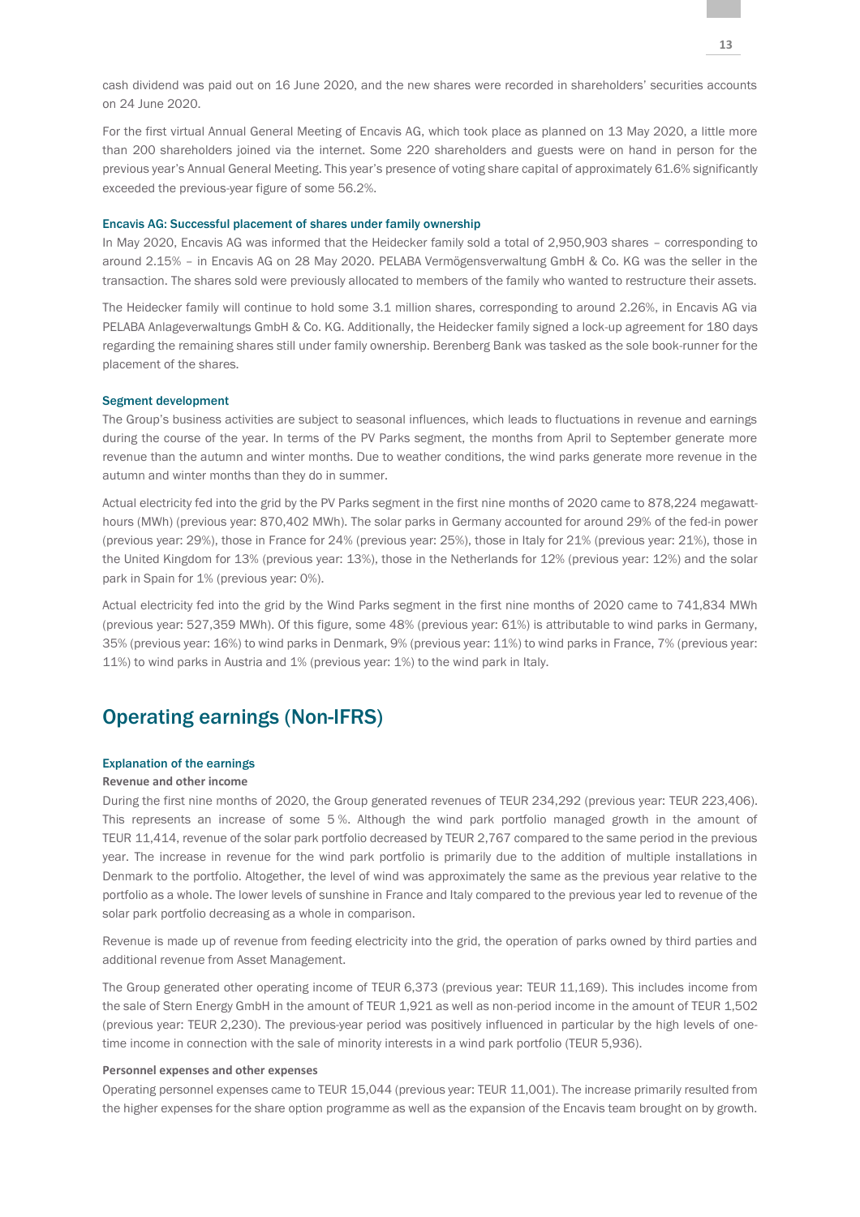cash dividend was paid out on 16 June 2020, and the new shares were recorded in shareholders' securities accounts on 24 June 2020.

For the first virtual Annual General Meeting of Encavis AG, which took place as planned on 13 May 2020, a little more than 200 shareholders joined via the internet. Some 220 shareholders and guests were on hand in person for the previous year's Annual General Meeting. This year's presence of voting share capital of approximately 61.6% significantly exceeded the previous-year figure of some 56.2%.

### Encavis AG: Successful placement of shares under family ownership

In May 2020, Encavis AG was informed that the Heidecker family sold a total of 2,950,903 shares – corresponding to around 2.15% – in Encavis AG on 28 May 2020. PELABA Vermögensverwaltung GmbH & Co. KG was the seller in the transaction. The shares sold were previously allocated to members of the family who wanted to restructure their assets.

The Heidecker family will continue to hold some 3.1 million shares, corresponding to around 2.26%, in Encavis AG via PELABA Anlageverwaltungs GmbH & Co. KG. Additionally, the Heidecker family signed a lock-up agreement for 180 days regarding the remaining shares still under family ownership. Berenberg Bank was tasked as the sole book-runner for the placement of the shares.

### Segment development

The Group's business activities are subject to seasonal influences, which leads to fluctuations in revenue and earnings during the course of the year. In terms of the PV Parks segment, the months from April to September generate more revenue than the autumn and winter months. Due to weather conditions, the wind parks generate more revenue in the autumn and winter months than they do in summer.

Actual electricity fed into the grid by the PV Parks segment in the first nine months of 2020 came to 878,224 megawatt-hours (MWh) (previous year: 870,402 MWh). The solar parks in Germany accounted for around 29% of the fed-in power (previous year: 29%), those in France for 24% (previous year: 25%), those in Italy for 21% (previous year: 21%), those in the United Kingdom for 13% (previous year: 13%), those in the Netherlands for 12% (previous year: 12%) and the solar park in Spain for 1% (previous year: 0%).

Actual electricity fed into the grid by the Wind Parks segment in the first nine months of 2020 came to 741,834 MWh (previous year: 527,359 MWh). Of this figure, some 48% (previous year: 61%) is attributable to wind parks in Germany, 35% (previous year: 16%) to wind parks in Denmark, 9% (previous year: 11%) to wind parks in France, 7% (previous year: 11%) to wind parks in Austria and 1% (previous year: 1%) to the wind park in Italy.

## Operating earnings (Non-IFRS)

### Explanation of the earnings

#### Revenue and other income

During the first nine months of 2020, the Group generated revenues of TEUR 234,292 (previous year: TEUR 223,406). This represents an increase of some 5 %. Although the wind park portfolio managed growth in the amount of TEUR 11,414, revenue of the solar park portfolio decreased by TEUR 2,767 compared to the same period in the previous year. The increase in revenue for the wind park portfolio is primarily due to the addition of multiple installations in Denmark to the portfolio. Altogether, the level of wind was approximately the same as the previous year relative to the portfolio as a whole. The lower levels of sunshine in France and Italy compared to the previous year led to revenue of the solar park portfolio decreasing as a whole in comparison.

Revenue is made up of revenue from feeding electricity into the grid, the operation of parks owned by third parties and additional revenue from Asset Management.

The Group generated other operating income of TEUR 6,373 (previous year: TEUR 11,169). This includes income from the sale of Stern Energy GmbH in the amount of TEUR 1,921 as well as non-period income in the amount of TEUR 1,502 (previous year: TEUR 2,230). The previous-year period was positively influenced in particular by the high levels of one-time income in connection with the sale of minority interests in a wind park portfolio (TEUR 5,936).

#### Personnel expenses and other expenses

Operating personnel expenses came to TEUR 15,044 (previous year: TEUR 11,001). The increase primarily resulted from the higher expenses for the share option programme as well as the expansion of the Encavis team brought on by growth.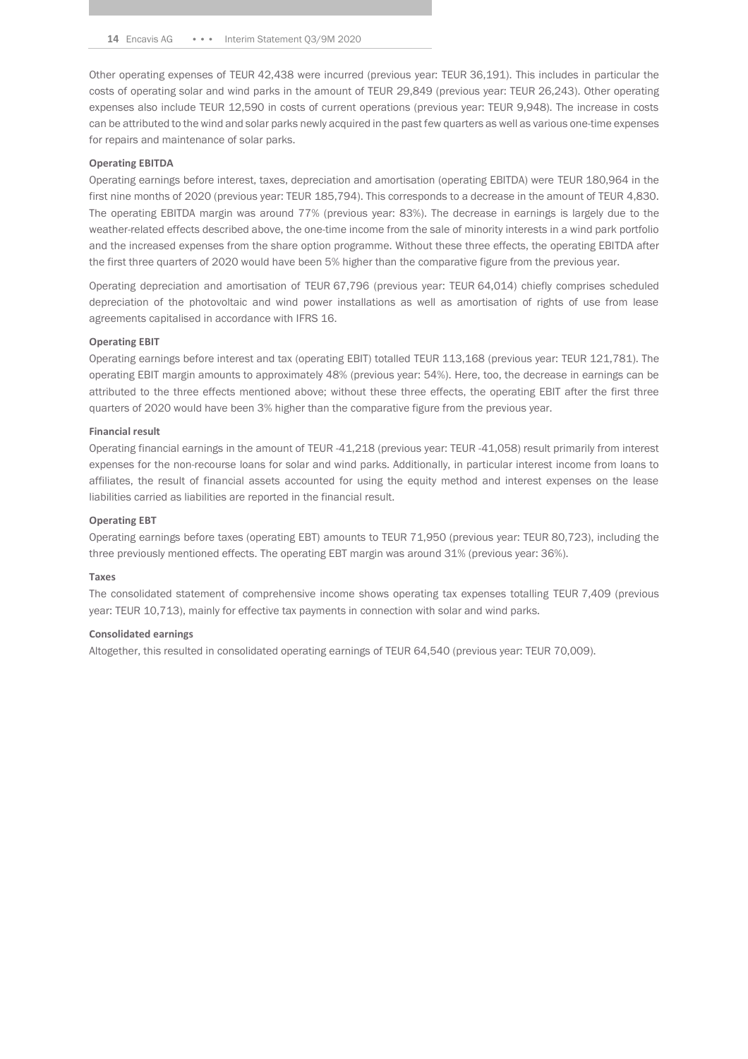Other operating expenses of TEUR 42,438 were incurred (previous year: TEUR 36,191). This includes in particular the costs of operating solar and wind parks in the amount of TEUR 29,849 (previous year: TEUR 26,243). Other operating expenses also include TEUR 12,590 in costs of current operations (previous year: TEUR 9,948). The increase in costs can be attributed to the wind and solar parks newly acquired in the past few quarters as well as various one-time expenses for repairs and maintenance of solar parks.

**Operating EBITDA**

Operating earnings before interest, taxes, depreciation and amortisation (operating EBITDA) were TEUR 180,964 in the first nine months of 2020 (previous year: TEUR 185,794). This corresponds to a decrease in the amount of TEUR 4,830. The operating EBITDA margin was around 77% (previous year: 83%). The decrease in earnings is largely due to the weather-related effects described above, the one-time income from the sale of minority interests in a wind park portfolio and the increased expenses from the share option programme. Without these three effects, the operating EBITDA after the first three quarters of 2020 would have been 5% higher than the comparative figure from the previous year.

Operating depreciation and amortisation of TEUR 67,796 (previous year: TEUR 64,014) chiefly comprises scheduled depreciation of the photovoltaic and wind power installations as well as amortisation of rights of use from lease agreements capitalised in accordance with IFRS 16.

**Operating EBIT**

Operating earnings before interest and tax (operating EBIT) totalled TEUR 113,168 (previous year: TEUR 121,781). The operating EBIT margin amounts to approximately 48% (previous year: 54%). Here, too, the decrease in earnings can be attributed to the three effects mentioned above; without these three effects, the operating EBIT after the first three quarters of 2020 would have been 3% higher than the comparative figure from the previous year.

**Financial result**

Operating financial earnings in the amount of TEUR -41,218 (previous year: TEUR -41,058) result primarily from interest expenses for the non-recourse loans for solar and wind parks. Additionally, in particular interest income from loans to affiliates, the result of financial assets accounted for using the equity method and interest expenses on the lease liabilities carried as liabilities are reported in the financial result.

**Operating EBT**

Operating earnings before taxes (operating EBT) amounts to TEUR 71,950 (previous year: TEUR 80,723), including the three previously mentioned effects. The operating EBT margin was around 31% (previous year: 36%).

**Taxes**

The consolidated statement of comprehensive income shows operating tax expenses totalling TEUR 7,409 (previous year: TEUR 10,713), mainly for effective tax payments in connection with solar and wind parks.

**Consolidated earnings**

Altogether, this resulted in consolidated operating earnings of TEUR 64,540 (previous year: TEUR 70,009).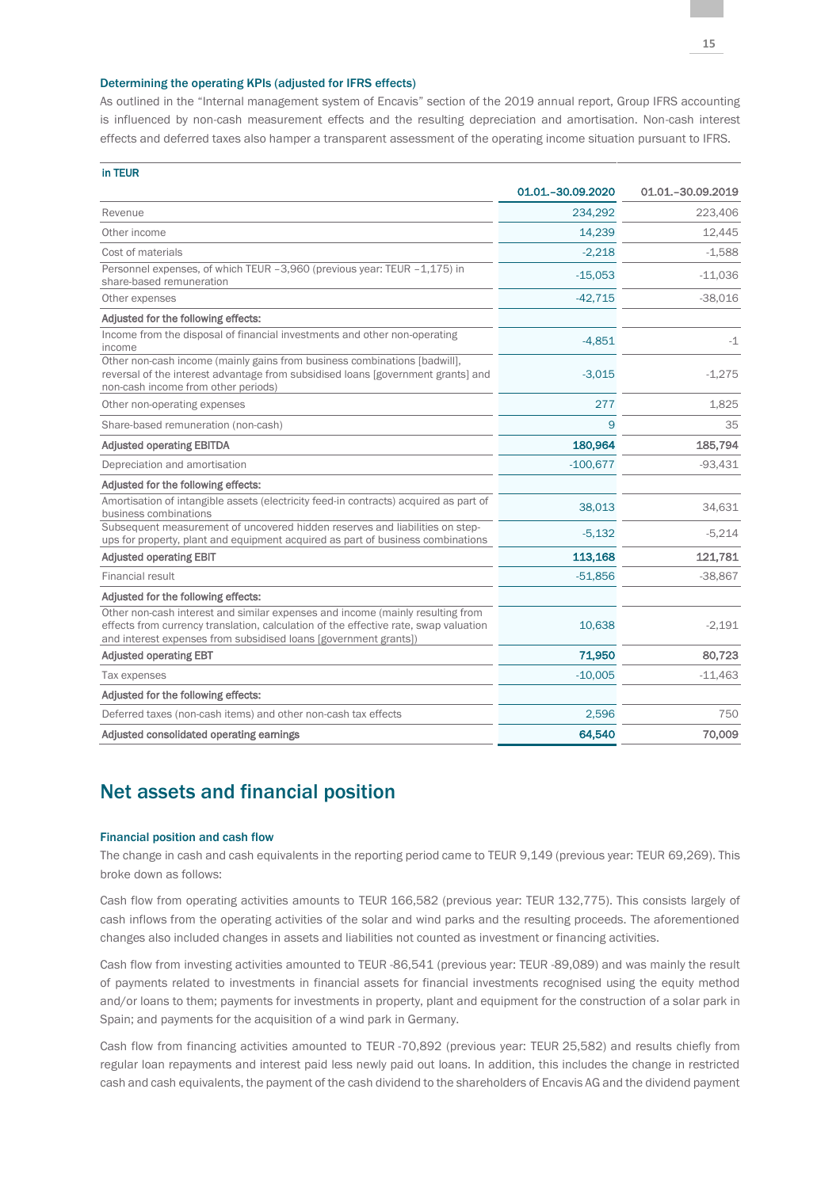### Determining the operating KPIs (adjusted for IFRS effects)

As outlined in the "Internal management system of Encavis" section of the 2019 annual report, Group IFRS accounting is influenced by non-cash measurement effects and the resulting depreciation and amortisation. Non-cash interest effects and deferred taxes also hamper a transparent assessment of the operating income situation pursuant to IFRS.

| in TEUR | 01.01.–30.09.2020 | 01.01.–30.09.2019 |
|---|---|---|
| Revenue | 234,292 | 223,406 |
| Other income | 14,239 | 12,445 |
| Cost of materials | -2,218 | -1,588 |
| Personnel expenses, of which TEUR –3,960 (previous year: TEUR –1,175) in share-based remuneration | -15,053 | -11,036 |
| Other expenses | -42,715 | -38,016 |
| **Adjusted for the following effects:** | | |
| Income from the disposal of financial investments and other non-operating income | -4,851 | -1 |
| Other non-cash income (mainly gains from business combinations [badwill], reversal of the interest advantage from subsidised loans [government grants] and non-cash income from other periods) | -3,015 | -1,275 |
| Other non-operating expenses | 277 | 1,825 |
| Share-based remuneration (non-cash) | 9 | 35 |
| **Adjusted operating EBITDA** | **180,964** | **185,794** |
| Depreciation and amortisation | -100,677 | -93,431 |
| **Adjusted for the following effects:** | | |
| Amortisation of intangible assets (electricity feed-in contracts) acquired as part of business combinations | 38,013 | 34,631 |
| Subsequent measurement of uncovered hidden reserves and liabilities on step-ups for property, plant and equipment acquired as part of business combinations | -5,132 | -5,214 |
| **Adjusted operating EBIT** | **113,168** | **121,781** |
| Financial result | -51,856 | -38,867 |
| **Adjusted for the following effects:** | | |
| Other non-cash interest and similar expenses and income (mainly resulting from effects from currency translation, calculation of the effective rate, swap valuation and interest expenses from subsidised loans [government grants]) | 10,638 | -2,191 |
| **Adjusted operating EBT** | **71,950** | **80,723** |
| Tax expenses | -10,005 | -11,463 |
| **Adjusted for the following effects:** | | |
| Deferred taxes (non-cash items) and other non-cash tax effects | 2,596 | 750 |
| **Adjusted consolidated operating earnings** | **64,540** | **70,009** |

## Net assets and financial position

### Financial position and cash flow

The change in cash and cash equivalents in the reporting period came to TEUR 9,149 (previous year: TEUR 69,269). This broke down as follows:

Cash flow from operating activities amounts to TEUR 166,582 (previous year: TEUR 132,775). This consists largely of cash inflows from the operating activities of the solar and wind parks and the resulting proceeds. The aforementioned changes also included changes in assets and liabilities not counted as investment or financing activities.

Cash flow from investing activities amounted to TEUR -86,541 (previous year: TEUR -89,089) and was mainly the result of payments related to investments in financial assets for financial investments recognised using the equity method and/or loans to them; payments for investments in property, plant and equipment for the construction of a solar park in Spain; and payments for the acquisition of a wind park in Germany.

Cash flow from financing activities amounted to TEUR -70,892 (previous year: TEUR 25,582) and results chiefly from regular loan repayments and interest paid less newly paid out loans. In addition, this includes the change in restricted cash and cash equivalents, the payment of the cash dividend to the shareholders of Encavis AG and the dividend payment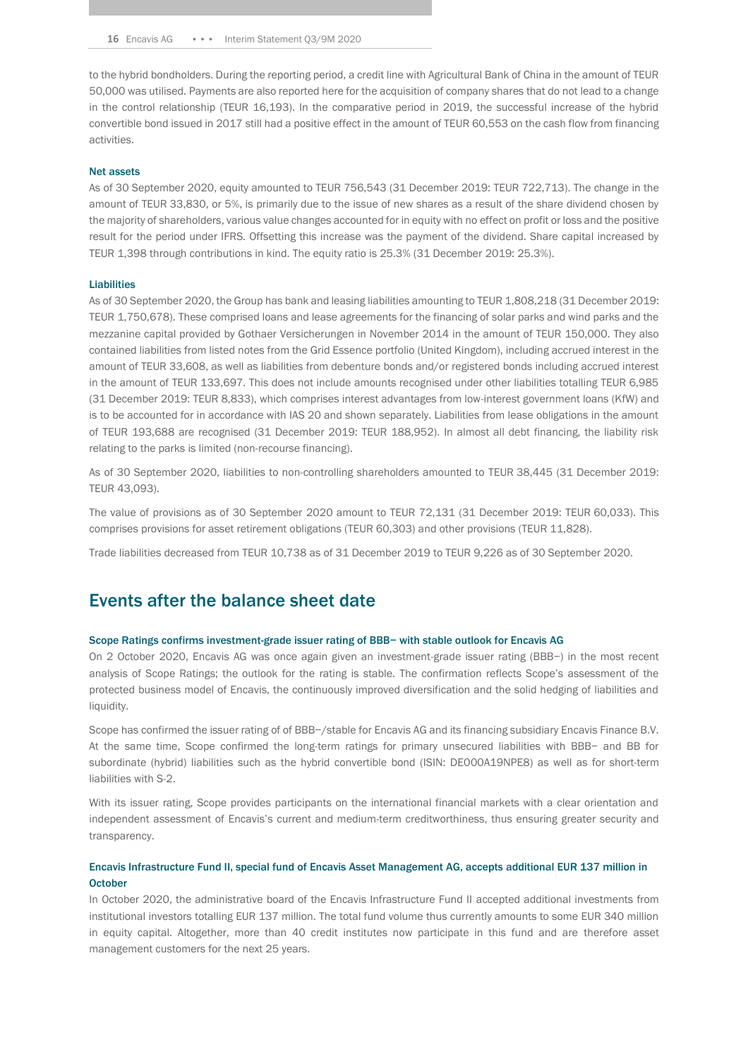to the hybrid bondholders. During the reporting period, a credit line with Agricultural Bank of China in the amount of TEUR 50,000 was utilised. Payments are also reported here for the acquisition of company shares that do not lead to a change in the control relationship (TEUR 16,193). In the comparative period in 2019, the successful increase of the hybrid convertible bond issued in 2017 still had a positive effect in the amount of TEUR 60,553 on the cash flow from financing activities.

### Net assets

As of 30 September 2020, equity amounted to TEUR 756,543 (31 December 2019: TEUR 722,713). The change in the amount of TEUR 33,830, or 5%, is primarily due to the issue of new shares as a result of the share dividend chosen by the majority of shareholders, various value changes accounted for in equity with no effect on profit or loss and the positive result for the period under IFRS. Offsetting this increase was the payment of the dividend. Share capital increased by TEUR 1,398 through contributions in kind. The equity ratio is 25.3% (31 December 2019: 25.3%).

### Liabilities

As of 30 September 2020, the Group has bank and leasing liabilities amounting to TEUR 1,808,218 (31 December 2019: TEUR 1,750,678). These comprised loans and lease agreements for the financing of solar parks and wind parks and the mezzanine capital provided by Gothaer Versicherungen in November 2014 in the amount of TEUR 150,000. They also contained liabilities from listed notes from the Grid Essence portfolio (United Kingdom), including accrued interest in the amount of TEUR 33,608, as well as liabilities from debenture bonds and/or registered bonds including accrued interest in the amount of TEUR 133,697. This does not include amounts recognised under other liabilities totalling TEUR 6,985 (31 December 2019: TEUR 8,833), which comprises interest advantages from low-interest government loans (KfW) and is to be accounted for in accordance with IAS 20 and shown separately. Liabilities from lease obligations in the amount of TEUR 193,688 are recognised (31 December 2019: TEUR 188,952). In almost all debt financing, the liability risk relating to the parks is limited (non-recourse financing).

As of 30 September 2020, liabilities to non-controlling shareholders amounted to TEUR 38,445 (31 December 2019: TEUR 43,093).

The value of provisions as of 30 September 2020 amount to TEUR 72,131 (31 December 2019: TEUR 60,033). This comprises provisions for asset retirement obligations (TEUR 60,303) and other provisions (TEUR 11,828).

Trade liabilities decreased from TEUR 10,738 as of 31 December 2019 to TEUR 9,226 as of 30 September 2020.

## Events after the balance sheet date

### Scope Ratings confirms investment-grade issuer rating of BBB− with stable outlook for Encavis AG

On 2 October 2020, Encavis AG was once again given an investment-grade issuer rating (BBB−) in the most recent analysis of Scope Ratings; the outlook for the rating is stable. The confirmation reflects Scope's assessment of the protected business model of Encavis, the continuously improved diversification and the solid hedging of liabilities and liquidity.

Scope has confirmed the issuer rating of of BBB−/stable for Encavis AG and its financing subsidiary Encavis Finance B.V. At the same time, Scope confirmed the long-term ratings for primary unsecured liabilities with BBB− and BB for subordinate (hybrid) liabilities such as the hybrid convertible bond (ISIN: DE000A19NPE8) as well as for short-term liabilities with S-2.

With its issuer rating, Scope provides participants on the international financial markets with a clear orientation and independent assessment of Encavis's current and medium-term creditworthiness, thus ensuring greater security and transparency.

### Encavis Infrastructure Fund II, special fund of Encavis Asset Management AG, accepts additional EUR 137 million in October

In October 2020, the administrative board of the Encavis Infrastructure Fund II accepted additional investments from institutional investors totalling EUR 137 million. The total fund volume thus currently amounts to some EUR 340 million in equity capital. Altogether, more than 40 credit institutes now participate in this fund and are therefore asset management customers for the next 25 years.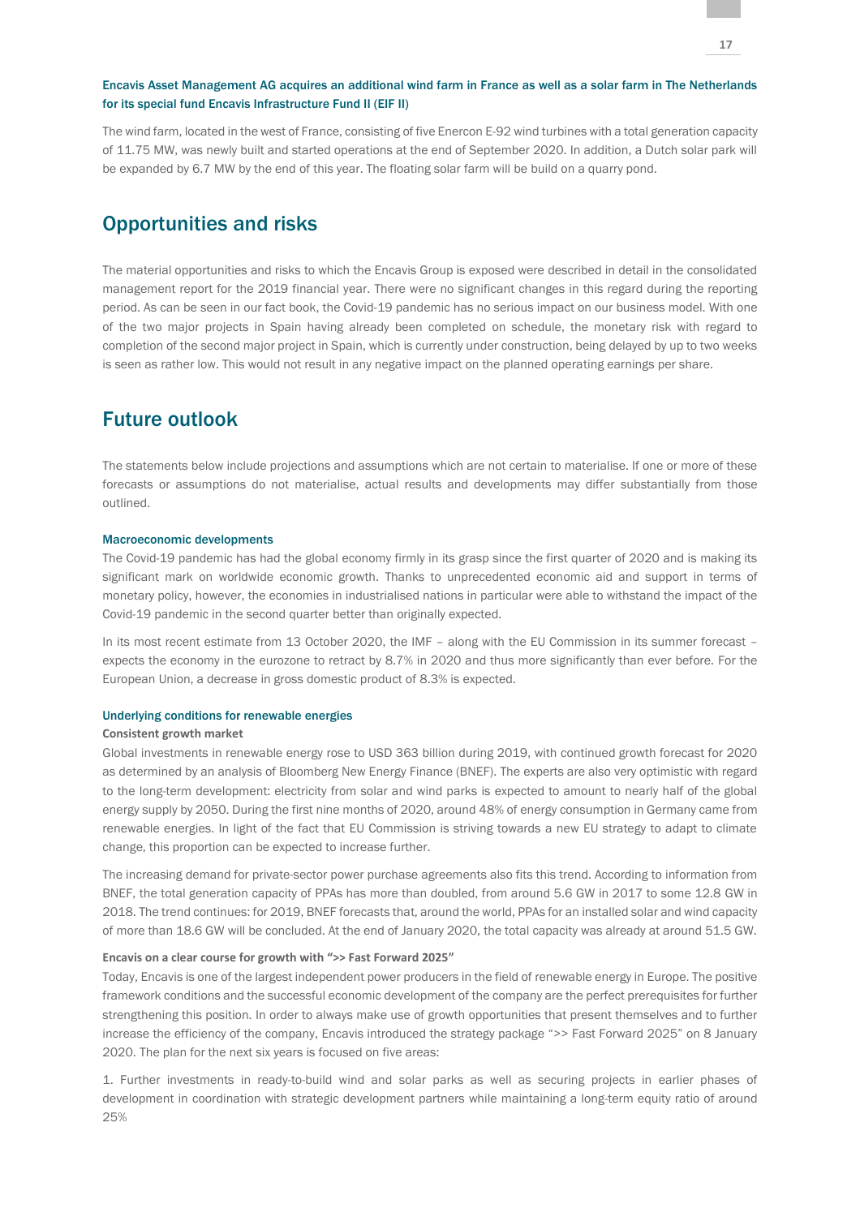### Encavis Asset Management AG acquires an additional wind farm in France as well as a solar farm in The Netherlands for its special fund Encavis Infrastructure Fund II (EIF II)

The wind farm, located in the west of France, consisting of five Enercon E-92 wind turbines with a total generation capacity of 11.75 MW, was newly built and started operations at the end of September 2020. In addition, a Dutch solar park will be expanded by 6.7 MW by the end of this year. The floating solar farm will be build on a quarry pond.

## Opportunities and risks

The material opportunities and risks to which the Encavis Group is exposed were described in detail in the consolidated management report for the 2019 financial year. There were no significant changes in this regard during the reporting period. As can be seen in our fact book, the Covid-19 pandemic has no serious impact on our business model. With one of the two major projects in Spain having already been completed on schedule, the monetary risk with regard to completion of the second major project in Spain, which is currently under construction, being delayed by up to two weeks is seen as rather low. This would not result in any negative impact on the planned operating earnings per share.

## Future outlook

The statements below include projections and assumptions which are not certain to materialise. If one or more of these forecasts or assumptions do not materialise, actual results and developments may differ substantially from those outlined.

### Macroeconomic developments

The Covid-19 pandemic has had the global economy firmly in its grasp since the first quarter of 2020 and is making its significant mark on worldwide economic growth. Thanks to unprecedented economic aid and support in terms of monetary policy, however, the economies in industrialised nations in particular were able to withstand the impact of the Covid-19 pandemic in the second quarter better than originally expected.

In its most recent estimate from 13 October 2020, the IMF – along with the EU Commission in its summer forecast – expects the economy in the eurozone to retract by 8.7% in 2020 and thus more significantly than ever before. For the European Union, a decrease in gross domestic product of 8.3% is expected.

### Underlying conditions for renewable energies

**Consistent growth market**

Global investments in renewable energy rose to USD 363 billion during 2019, with continued growth forecast for 2020 as determined by an analysis of Bloomberg New Energy Finance (BNEF). The experts are also very optimistic with regard to the long-term development: electricity from solar and wind parks is expected to amount to nearly half of the global energy supply by 2050. During the first nine months of 2020, around 48% of energy consumption in Germany came from renewable energies. In light of the fact that EU Commission is striving towards a new EU strategy to adapt to climate change, this proportion can be expected to increase further.

The increasing demand for private-sector power purchase agreements also fits this trend. According to information from BNEF, the total generation capacity of PPAs has more than doubled, from around 5.6 GW in 2017 to some 12.8 GW in 2018. The trend continues: for 2019, BNEF forecasts that, around the world, PPAs for an installed solar and wind capacity of more than 18.6 GW will be concluded. At the end of January 2020, the total capacity was already at around 51.5 GW.

**Encavis on a clear course for growth with ">> Fast Forward 2025"**

Today, Encavis is one of the largest independent power producers in the field of renewable energy in Europe. The positive framework conditions and the successful economic development of the company are the perfect prerequisites for further strengthening this position. In order to always make use of growth opportunities that present themselves and to further increase the efficiency of the company, Encavis introduced the strategy package ">> Fast Forward 2025" on 8 January 2020. The plan for the next six years is focused on five areas:

1. Further investments in ready-to-build wind and solar parks as well as securing projects in earlier phases of development in coordination with strategic development partners while maintaining a long-term equity ratio of around 25%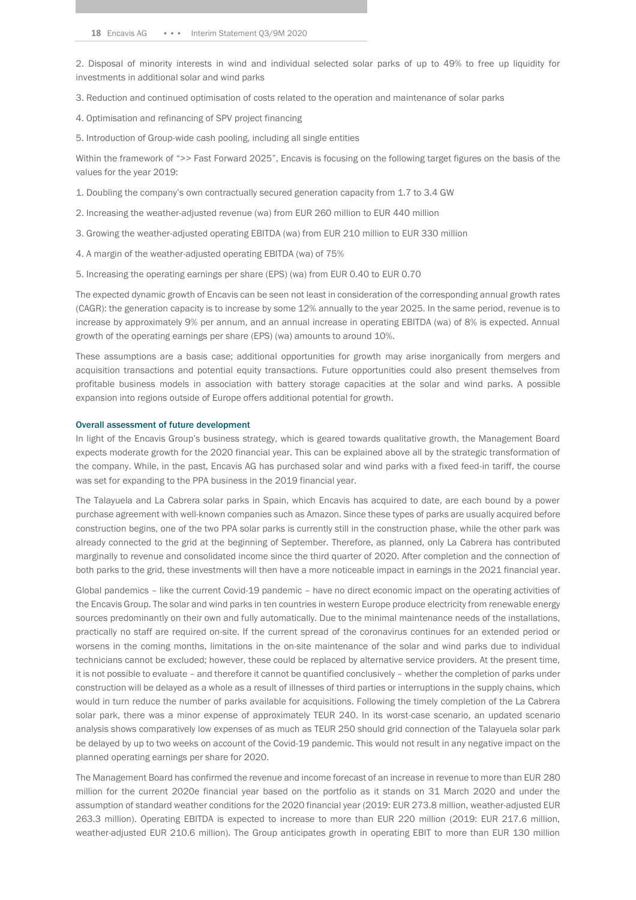2. Disposal of minority interests in wind and individual selected solar parks of up to 49% to free up liquidity for investments in additional solar and wind parks

3. Reduction and continued optimisation of costs related to the operation and maintenance of solar parks

4. Optimisation and refinancing of SPV project financing

5. Introduction of Group-wide cash pooling, including all single entities

Within the framework of ">> Fast Forward 2025", Encavis is focusing on the following target figures on the basis of the values for the year 2019:

1. Doubling the company's own contractually secured generation capacity from 1.7 to 3.4 GW

2. Increasing the weather-adjusted revenue (wa) from EUR 260 million to EUR 440 million

3. Growing the weather-adjusted operating EBITDA (wa) from EUR 210 million to EUR 330 million

4. A margin of the weather-adjusted operating EBITDA (wa) of 75%

5. Increasing the operating earnings per share (EPS) (wa) from EUR 0.40 to EUR 0.70

The expected dynamic growth of Encavis can be seen not least in consideration of the corresponding annual growth rates (CAGR): the generation capacity is to increase by some 12% annually to the year 2025. In the same period, revenue is to increase by approximately 9% per annum, and an annual increase in operating EBITDA (wa) of 8% is expected. Annual growth of the operating earnings per share (EPS) (wa) amounts to around 10%.

These assumptions are a basis case; additional opportunities for growth may arise inorganically from mergers and acquisition transactions and potential equity transactions. Future opportunities could also present themselves from profitable business models in association with battery storage capacities at the solar and wind parks. A possible expansion into regions outside of Europe offers additional potential for growth.

### Overall assessment of future development

In light of the Encavis Group's business strategy, which is geared towards qualitative growth, the Management Board expects moderate growth for the 2020 financial year. This can be explained above all by the strategic transformation of the company. While, in the past, Encavis AG has purchased solar and wind parks with a fixed feed-in tariff, the course was set for expanding to the PPA business in the 2019 financial year.

The Talayuela and La Cabrera solar parks in Spain, which Encavis has acquired to date, are each bound by a power purchase agreement with well-known companies such as Amazon. Since these types of parks are usually acquired before construction begins, one of the two PPA solar parks is currently still in the construction phase, while the other park was already connected to the grid at the beginning of September. Therefore, as planned, only La Cabrera has contributed marginally to revenue and consolidated income since the third quarter of 2020. After completion and the connection of both parks to the grid, these investments will then have a more noticeable impact in earnings in the 2021 financial year.

Global pandemics – like the current Covid-19 pandemic – have no direct economic impact on the operating activities of the Encavis Group. The solar and wind parks in ten countries in western Europe produce electricity from renewable energy sources predominantly on their own and fully automatically. Due to the minimal maintenance needs of the installations, practically no staff are required on-site. If the current spread of the coronavirus continues for an extended period or worsens in the coming months, limitations in the on-site maintenance of the solar and wind parks due to individual technicians cannot be excluded; however, these could be replaced by alternative service providers. At the present time, it is not possible to evaluate – and therefore it cannot be quantified conclusively – whether the completion of parks under construction will be delayed as a whole as a result of illnesses of third parties or interruptions in the supply chains, which would in turn reduce the number of parks available for acquisitions. Following the timely completion of the La Cabrera solar park, there was a minor expense of approximately TEUR 240. In its worst-case scenario, an updated scenario analysis shows comparatively low expenses of as much as TEUR 250 should grid connection of the Talayuela solar park be delayed by up to two weeks on account of the Covid-19 pandemic. This would not result in any negative impact on the planned operating earnings per share for 2020.

The Management Board has confirmed the revenue and income forecast of an increase in revenue to more than EUR 280 million for the current 2020e financial year based on the portfolio as it stands on 31 March 2020 and under the assumption of standard weather conditions for the 2020 financial year (2019: EUR 273.8 million, weather-adjusted EUR 263.3 million). Operating EBITDA is expected to increase to more than EUR 220 million (2019: EUR 217.6 million, weather-adjusted EUR 210.6 million). The Group anticipates growth in operating EBIT to more than EUR 130 million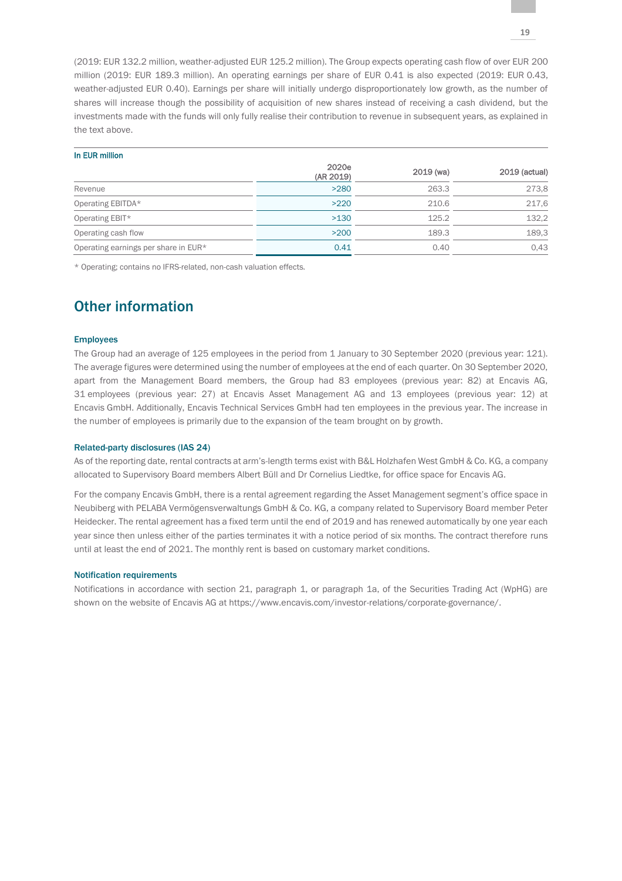(2019: EUR 132.2 million, weather-adjusted EUR 125.2 million). The Group expects operating cash flow of over EUR 200 million (2019: EUR 189.3 million). An operating earnings per share of EUR 0.41 is also expected (2019: EUR 0.43, weather-adjusted EUR 0.40). Earnings per share will initially undergo disproportionately low growth, as the number of shares will increase though the possibility of acquisition of new shares instead of receiving a cash dividend, but the investments made with the funds will only fully realise their contribution to revenue in subsequent years, as explained in the text above.

| In EUR million | 2020e (AR 2019) | 2019 (wa) | 2019 (actual) |
|---|---|---|---|
| Revenue | >280 | 263.3 | 273,8 |
| Operating EBITDA* | >220 | 210.6 | 217,6 |
| Operating EBIT* | >130 | 125.2 | 132,2 |
| Operating cash flow | >200 | 189.3 | 189,3 |
| Operating earnings per share in EUR* | 0.41 | 0.40 | 0,43 |

* Operating; contains no IFRS-related, non-cash valuation effects.

## Other information

### Employees

The Group had an average of 125 employees in the period from 1 January to 30 September 2020 (previous year: 121). The average figures were determined using the number of employees at the end of each quarter. On 30 September 2020, apart from the Management Board members, the Group had 83 employees (previous year: 82) at Encavis AG, 31 employees (previous year: 27) at Encavis Asset Management AG and 13 employees (previous year: 12) at Encavis GmbH. Additionally, Encavis Technical Services GmbH had ten employees in the previous year. The increase in the number of employees is primarily due to the expansion of the team brought on by growth.

### Related-party disclosures (IAS 24)

As of the reporting date, rental contracts at arm's-length terms exist with B&L Holzhafen West GmbH & Co. KG, a company allocated to Supervisory Board members Albert Büll and Dr Cornelius Liedtke, for office space for Encavis AG.

For the company Encavis GmbH, there is a rental agreement regarding the Asset Management segment's office space in Neubiberg with PELABA Vermögensverwaltungs GmbH & Co. KG, a company related to Supervisory Board member Peter Heidecker. The rental agreement has a fixed term until the end of 2019 and has renewed automatically by one year each year since then unless either of the parties terminates it with a notice period of six months. The contract therefore runs until at least the end of 2021. The monthly rent is based on customary market conditions.

### Notification requirements

Notifications in accordance with section 21, paragraph 1, or paragraph 1a, of the Securities Trading Act (WpHG) are shown on the website of Encavis AG at https://www.encavis.com/investor-relations/corporate-governance/.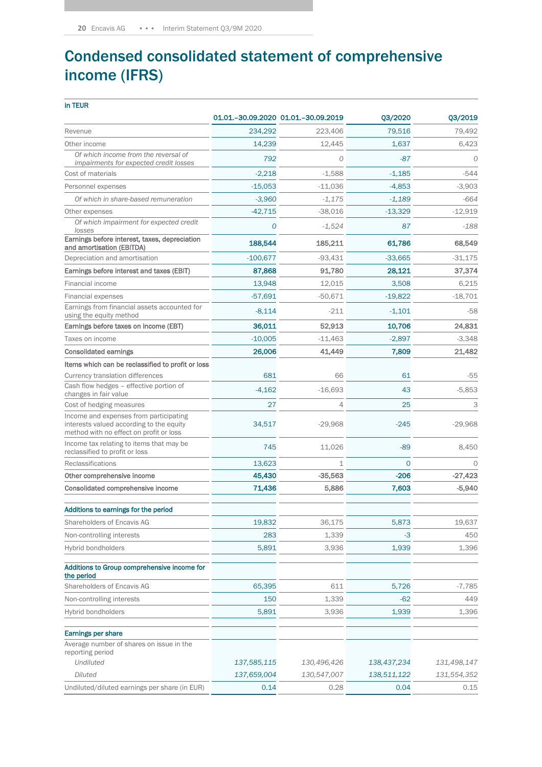# Condensed consolidated statement of comprehensive income (IFRS)

| in TEUR | 01.01.–30.09.2020 | 01.01.–30.09.2019 | Q3/2020 | Q3/2019 |
|---|---|---|---|---|
| Revenue | 234,292 | 223,406 | 79,516 | 79,492 |
| Other income | 14,239 | 12,445 | 1,637 | 6,423 |
| *Of which income from the reversal of impairments for expected credit losses* | *792* | *0* | *-87* | *0* |
| Cost of materials | -2,218 | -1,588 | -1,185 | -544 |
| Personnel expenses | -15,053 | -11,036 | -4,853 | -3,903 |
| *Of which in share-based remuneration* | *-3,960* | *-1,175* | *-1,189* | *-664* |
| Other expenses | -42,715 | -38,016 | -13,329 | -12,919 |
| *Of which impairment for expected credit losses* | *0* | *-1,524* | *87* | *-188* |
| **Earnings before interest, taxes, depreciation and amortisation (EBITDA)** | **188,544** | **185,211** | **61,786** | **68,549** |
| Depreciation and amortisation | -100,677 | -93,431 | -33,665 | -31,175 |
| **Earnings before interest and taxes (EBIT)** | **87,868** | **91,780** | **28,121** | **37,374** |
| Financial income | 13,948 | 12,015 | 3,508 | 6,215 |
| Financial expenses | -57,691 | -50,671 | -19,822 | -18,701 |
| Earnings from financial assets accounted for using the equity method | -8,114 | -211 | -1,101 | -58 |
| **Earnings before taxes on income (EBT)** | **36,011** | **52,913** | **10,706** | **24,831** |
| Taxes on income | -10,005 | -11,463 | -2,897 | -3,348 |
| **Consolidated earnings** | **26,006** | **41,449** | **7,809** | **21,482** |
| **Items which can be reclassified to profit or loss** | | | | |
| Currency translation differences | 681 | 66 | 61 | -55 |
| Cash flow hedges – effective portion of changes in fair value | -4,162 | -16,693 | 43 | -5,853 |
| Cost of hedging measures | 27 | 4 | 25 | 3 |
| Income and expenses from participating interests valued according to the equity method with no effect on profit or loss | 34,517 | -29,968 | -245 | -29,968 |
| Income tax relating to items that may be reclassified to profit or loss | 745 | 11,026 | -89 | 8,450 |
| Reclassifications | 13,623 | 1 | 0 | 0 |
| **Other comprehensive income** | **45,430** | **-35,563** | **-206** | **-27,423** |
| **Consolidated comprehensive income** | **71,436** | **5,886** | **7,603** | **-5,940** |
| **Additions to earnings for the period** | | | | |
| Shareholders of Encavis AG | 19,832 | 36,175 | 5,873 | 19,637 |
| Non-controlling interests | 283 | 1,339 | -3 | 450 |
| Hybrid bondholders | 5,891 | 3,936 | 1,939 | 1,396 |
| **Additions to Group comprehensive income for the period** | | | | |
| Shareholders of Encavis AG | 65,395 | 611 | 5,726 | -7,785 |
| Non-controlling interests | 150 | 1,339 | -62 | 449 |
| Hybrid bondholders | 5,891 | 3,936 | 1,939 | 1,396 |
| **Earnings per share** | | | | |
| Average number of shares on issue in the reporting period | | | | |
| *Undiluted* | *137,585,115* | *130,496,426* | *138,437,234* | *131,498,147* |
| *Diluted* | *137,659,004* | *130,547,007* | *138,511,122* | *131,554,352* |
| Undiluted/diluted earnings per share (in EUR) | 0.14 | 0.28 | 0.04 | 0.15 |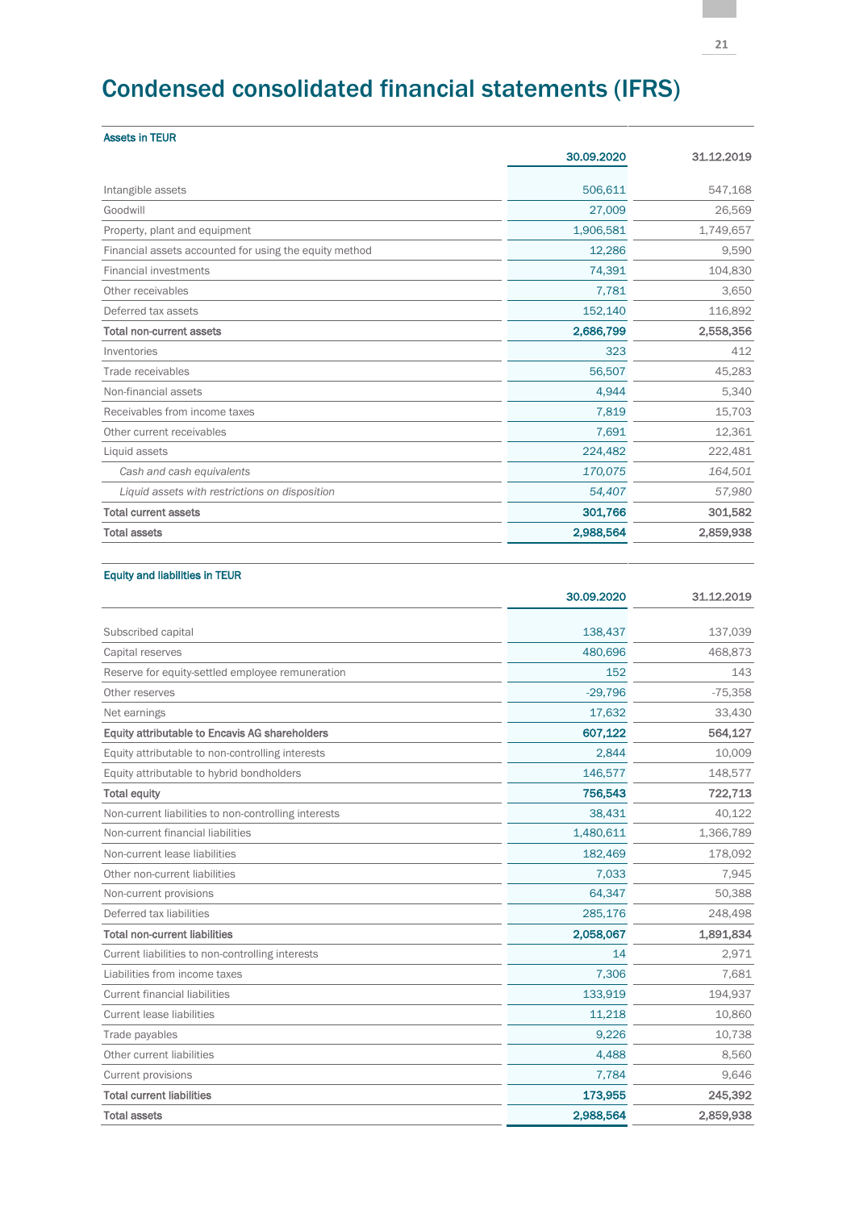# Condensed consolidated financial statements (IFRS)

**Assets in TEUR**

| | 30.09.2020 | 31.12.2019 |
|---|---|---|
| Intangible assets | 506,611 | 547,168 |
| Goodwill | 27,009 | 26,569 |
| Property, plant and equipment | 1,906,581 | 1,749,657 |
| Financial assets accounted for using the equity method | 12,286 | 9,590 |
| Financial investments | 74,391 | 104,830 |
| Other receivables | 7,781 | 3,650 |
| Deferred tax assets | 152,140 | 116,892 |
| **Total non-current assets** | **2,686,799** | **2,558,356** |
| Inventories | 323 | 412 |
| Trade receivables | 56,507 | 45,283 |
| Non-financial assets | 4,944 | 5,340 |
| Receivables from income taxes | 7,819 | 15,703 |
| Other current receivables | 7,691 | 12,361 |
| Liquid assets | 224,482 | 222,481 |
| *Cash and cash equivalents* | *170,075* | *164,501* |
| *Liquid assets with restrictions on disposition* | *54,407* | *57,980* |
| **Total current assets** | **301,766** | **301,582** |
| **Total assets** | **2,988,564** | **2,859,938** |

**Equity and liabilities in TEUR**

| | 30.09.2020 | 31.12.2019 |
|---|---|---|
| Subscribed capital | 138,437 | 137,039 |
| Capital reserves | 480,696 | 468,873 |
| Reserve for equity-settled employee remuneration | 152 | 143 |
| Other reserves | -29,796 | -75,358 |
| Net earnings | 17,632 | 33,430 |
| **Equity attributable to Encavis AG shareholders** | **607,122** | **564,127** |
| Equity attributable to non-controlling interests | 2,844 | 10,009 |
| Equity attributable to hybrid bondholders | 146,577 | 148,577 |
| **Total equity** | **756,543** | **722,713** |
| Non-current liabilities to non-controlling interests | 38,431 | 40,122 |
| Non-current financial liabilities | 1,480,611 | 1,366,789 |
| Non-current lease liabilities | 182,469 | 178,092 |
| Other non-current liabilities | 7,033 | 7,945 |
| Non-current provisions | 64,347 | 50,388 |
| Deferred tax liabilities | 285,176 | 248,498 |
| **Total non-current liabilities** | **2,058,067** | **1,891,834** |
| Current liabilities to non-controlling interests | 14 | 2,971 |
| Liabilities from income taxes | 7,306 | 7,681 |
| Current financial liabilities | 133,919 | 194,937 |
| Current lease liabilities | 11,218 | 10,860 |
| Trade payables | 9,226 | 10,738 |
| Other current liabilities | 4,488 | 8,560 |
| Current provisions | 7,784 | 9,646 |
| **Total current liabilities** | **173,955** | **245,392** |
| **Total assets** | **2,988,564** | **2,859,938** |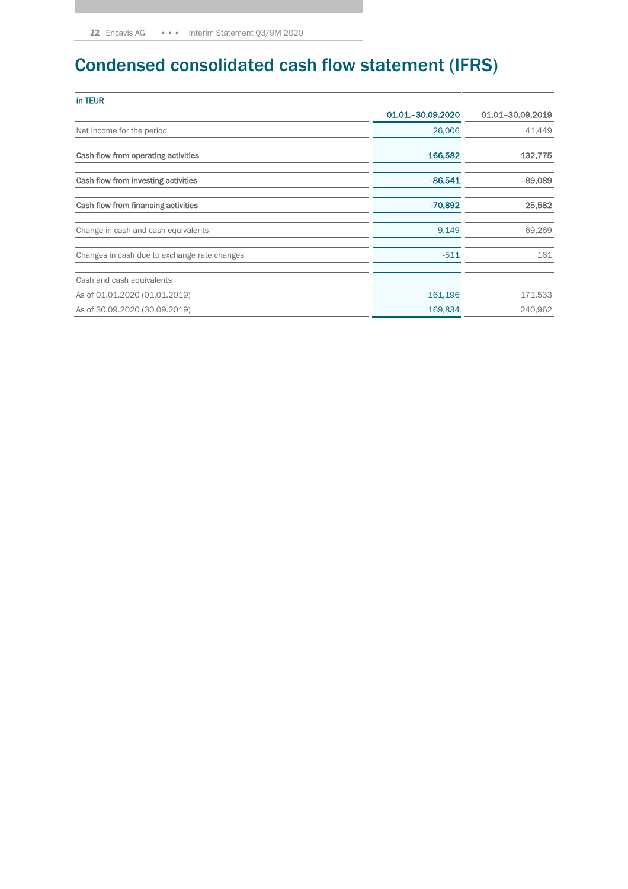# Condensed consolidated cash flow statement (IFRS)

| in TEUR | 01.01.–30.09.2020 | 01.01–30.09.2019 |
|---|---|---|
| Net income for the period | 26,006 | 41,449 |
| **Cash flow from operating activities** | **166,582** | **132,775** |
| **Cash flow from investing activities** | **-86,541** | **-89,089** |
| **Cash flow from financing activities** | **-70,892** | **25,582** |
| Change in cash and cash equivalents | 9,149 | 69,269 |
| Changes in cash due to exchange rate changes | -511 | 161 |
| Cash and cash equivalents | | |
| As of 01.01.2020 (01.01.2019) | 161,196 | 171,533 |
| As of 30.09.2020 (30.09.2019) | 169,834 | 240,962 |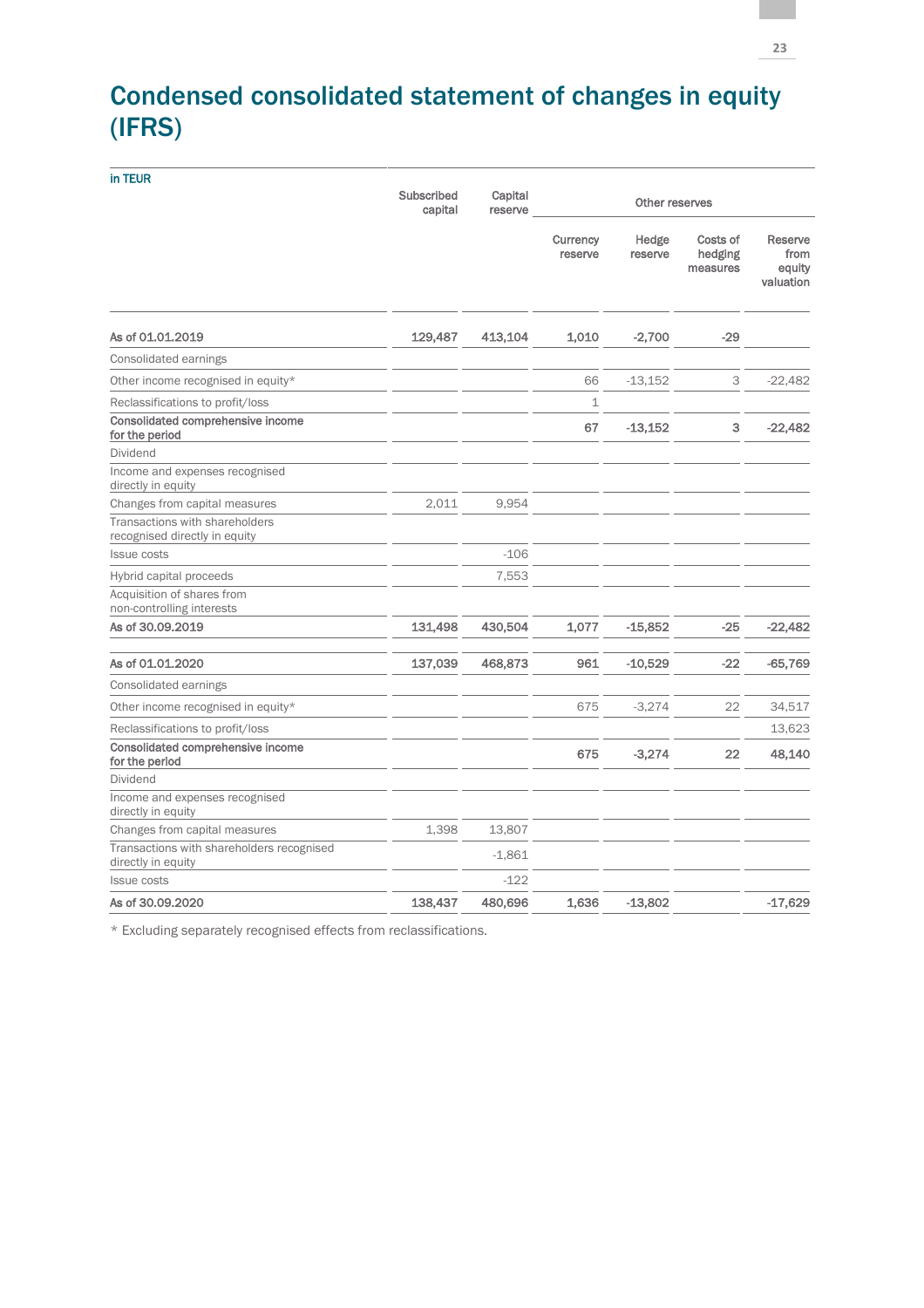# Condensed consolidated statement of changes in equity (IFRS)

| in TEUR | Subscribed capital | Capital reserve | Other reserves | | | |
|---|---|---|---|---|---|---|
| | | | Currency reserve | Hedge reserve | Costs of hedging measures | Reserve from equity valuation |
| **As of 01.01.2019** | **129,487** | **413,104** | **1,010** | **-2,700** | **-29** | |
| Consolidated earnings | | | | | | |
| Other income recognised in equity* | | | 66 | -13,152 | 3 | -22,482 |
| Reclassifications to profit/loss | | | 1 | | | |
| **Consolidated comprehensive income for the period** | | | **67** | **-13,152** | **3** | **-22,482** |
| Dividend | | | | | | |
| Income and expenses recognised directly in equity | | | | | | |
| Changes from capital measures | 2,011 | 9,954 | | | | |
| Transactions with shareholders recognised directly in equity | | | | | | |
| Issue costs | | -106 | | | | |
| Hybrid capital proceeds | | 7,553 | | | | |
| Acquisition of shares from non-controlling interests | | | | | | |
| **As of 30.09.2019** | **131,498** | **430,504** | **1,077** | **-15,852** | **-25** | **-22,482** |
| **As of 01.01.2020** | **137,039** | **468,873** | **961** | **-10,529** | **-22** | **-65,769** |
| Consolidated earnings | | | | | | |
| Other income recognised in equity* | | | 675 | -3,274 | 22 | 34,517 |
| Reclassifications to profit/loss | | | | | | 13,623 |
| **Consolidated comprehensive income for the period** | | | **675** | **-3,274** | **22** | **48,140** |
| Dividend | | | | | | |
| Income and expenses recognised directly in equity | | | | | | |
| Changes from capital measures | 1,398 | 13,807 | | | | |
| Transactions with shareholders recognised directly in equity | | -1,861 | | | | |
| Issue costs | | -122 | | | | |
| **As of 30.09.2020** | **138,437** | **480,696** | **1,636** | **-13,802** | | **-17,629** |

\* Excluding separately recognised effects from reclassifications.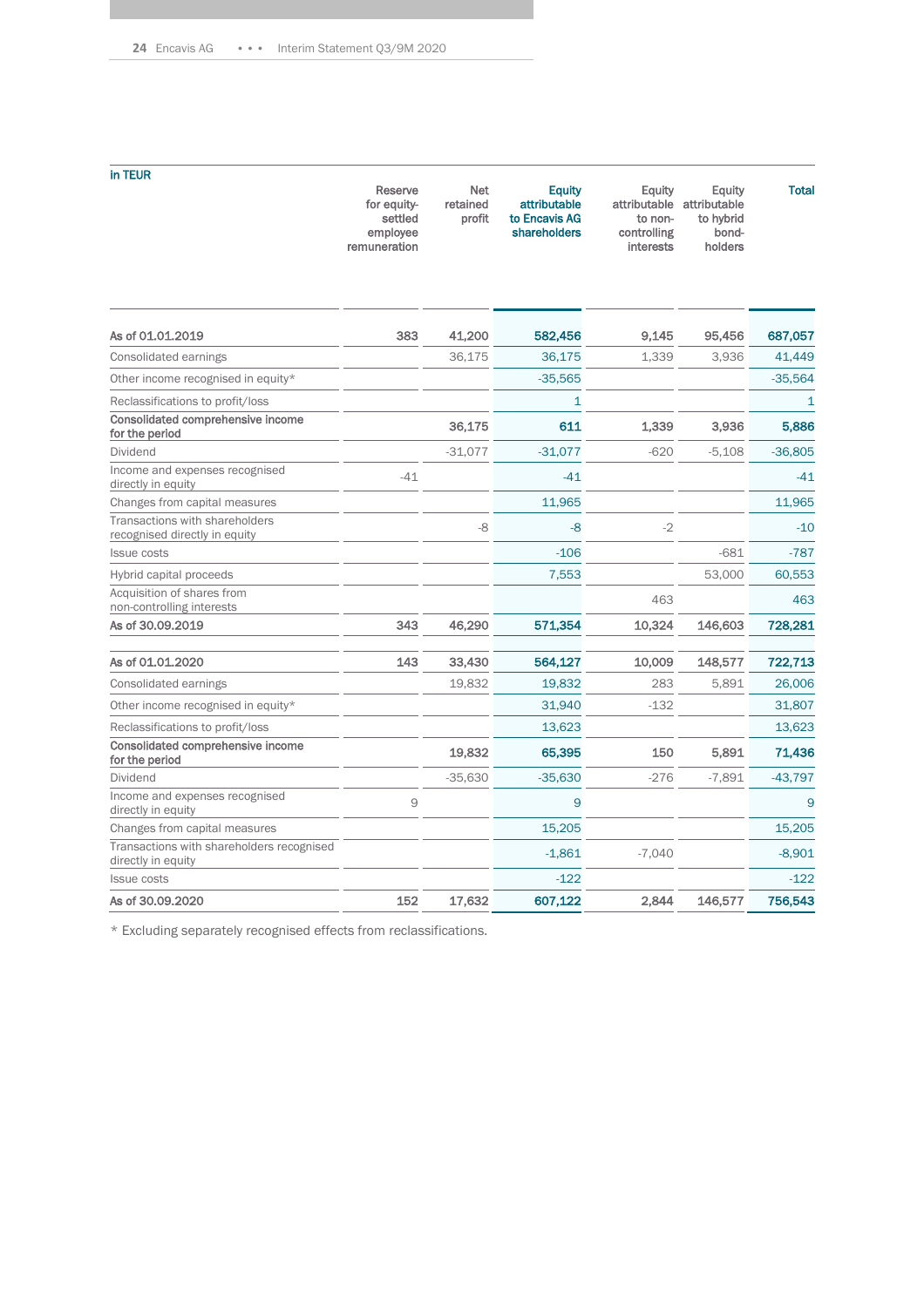| in TEUR | Reserve for equity-settled employee remuneration | Net retained profit | Equity attributable to Encavis AG shareholders | Equity attributable to non-controlling interests | Equity attributable to hybrid bondholders | Total |
|---|---|---|---|---|---|---|
| **As of 01.01.2019** | 383 | 41,200 | 582,456 | 9,145 | 95,456 | 687,057 |
| Consolidated earnings | | 36,175 | 36,175 | 1,339 | 3,936 | 41,449 |
| Other income recognised in equity* | | | -35,565 | | | -35,564 |
| Reclassifications to profit/loss | | | 1 | | | 1 |
| **Consolidated comprehensive income for the period** | | 36,175 | 611 | 1,339 | 3,936 | 5,886 |
| Dividend | | -31,077 | -31,077 | -620 | -5,108 | -36,805 |
| Income and expenses recognised directly in equity | -41 | | -41 | | | -41 |
| Changes from capital measures | | | 11,965 | | | 11,965 |
| Transactions with shareholders recognised directly in equity | | -8 | -8 | -2 | | -10 |
| Issue costs | | | -106 | | -681 | -787 |
| Hybrid capital proceeds | | | 7,553 | | 53,000 | 60,553 |
| Acquisition of shares from non-controlling interests | | | | 463 | | 463 |
| **As of 30.09.2019** | 343 | 46,290 | 571,354 | 10,324 | 146,603 | 728,281 |
| **As of 01.01.2020** | 143 | 33,430 | 564,127 | 10,009 | 148,577 | 722,713 |
| Consolidated earnings | | 19,832 | 19,832 | 283 | 5,891 | 26,006 |
| Other income recognised in equity* | | | 31,940 | -132 | | 31,807 |
| Reclassifications to profit/loss | | | 13,623 | | | 13,623 |
| **Consolidated comprehensive income for the period** | | 19,832 | 65,395 | 150 | 5,891 | 71,436 |
| Dividend | | -35,630 | -35,630 | -276 | -7,891 | -43,797 |
| Income and expenses recognised directly in equity | 9 | | 9 | | | 9 |
| Changes from capital measures | | | 15,205 | | | 15,205 |
| Transactions with shareholders recognised directly in equity | | | -1,861 | -7,040 | | -8,901 |
| Issue costs | | | -122 | | | -122 |
| **As of 30.09.2020** | 152 | 17,632 | 607,122 | 2,844 | 146,577 | 756,543 |

\* Excluding separately recognised effects from reclassifications.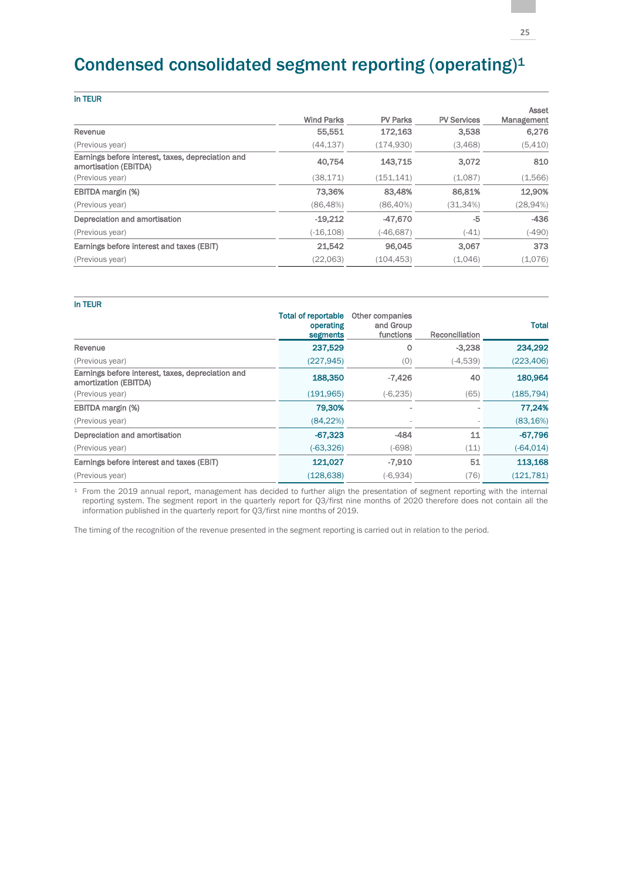# Condensed consolidated segment reporting (operating)[1]

in TEUR

| | Wind Parks | PV Parks | PV Services | Asset Management |
|---|---|---|---|---|
| Revenue | 55,551 | 172,163 | 3,538 | 6,276 |
| (Previous year) | (44,137) | (174,930) | (3,468) | (5,410) |
| Earnings before interest, taxes, depreciation and amortisation (EBITDA) | 40,754 | 143,715 | 3,072 | 810 |
| (Previous year) | (38,171) | (151,141) | (1,087) | (1,566) |
| EBITDA margin (%) | 73,36% | 83,48% | 86,81% | 12,90% |
| (Previous year) | (86,48%) | (86,40%) | (31,34%) | (28,94%) |
| Depreciation and amortisation | -19,212 | -47,670 | -5 | -436 |
| (Previous year) | (-16,108) | (-46,687) | (-41) | (-490) |
| Earnings before interest and taxes (EBIT) | 21,542 | 96,045 | 3,067 | 373 |
| (Previous year) | (22,063) | (104,453) | (1,046) | (1,076) |

in TEUR

| | Total of reportable operating segments | Other companies and Group functions | Reconciliation | Total |
|---|---|---|---|---|
| Revenue | 237,529 | 0 | -3,238 | 234,292 |
| (Previous year) | (227,945) | (0) | (-4,539) | (223,406) |
| Earnings before interest, taxes, depreciation and amortization (EBITDA) | 188,350 | -7,426 | 40 | 180,964 |
| (Previous year) | (191,965) | (-6,235) | (65) | (185,794) |
| EBITDA margin (%) | 79,30% | - | - | 77,24% |
| (Previous year) | (84,22%) | - | - | (83,16%) |
| Depreciation and amortisation | -67,323 | -484 | 11 | -67,796 |
| (Previous year) | (-63,326) | (-698) | (11) | (-64,014) |
| Earnings before interest and taxes (EBIT) | 121,027 | -7,910 | 51 | 113,168 |
| (Previous year) | (128,638) | (-6,934) | (76) | (121,781) |

[1] From the 2019 annual report, management has decided to further align the presentation of segment reporting with the internal reporting system. The segment report in the quarterly report for Q3/first nine months of 2020 therefore does not contain all the information published in the quarterly report for Q3/first nine months of 2019.

The timing of the recognition of the revenue presented in the segment reporting is carried out in relation to the period.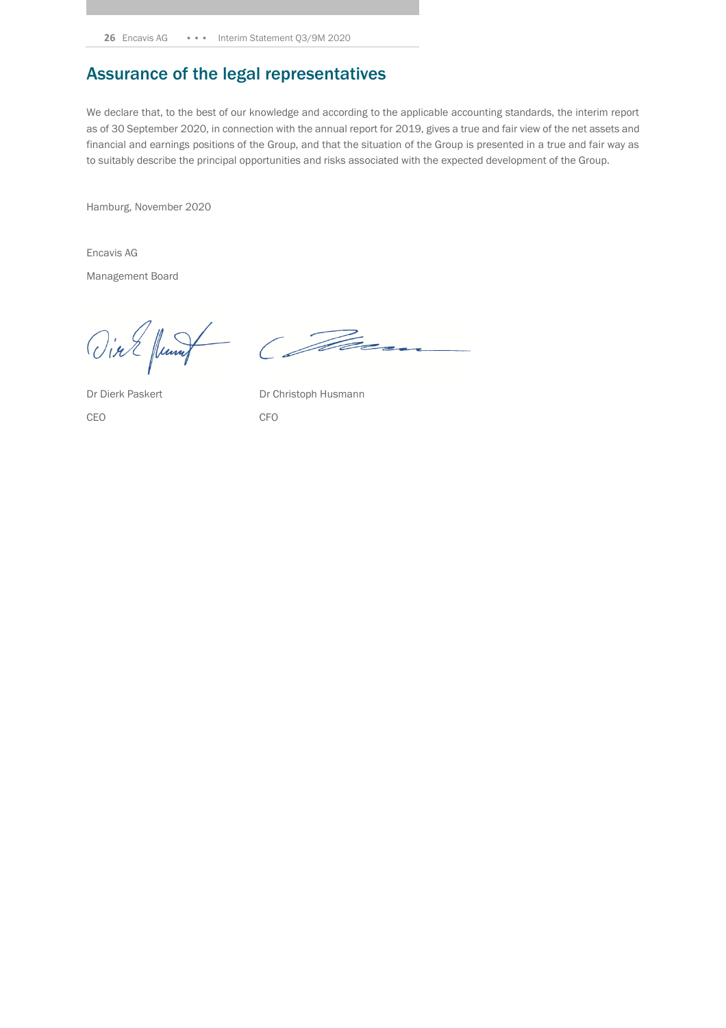# Assurance of the legal representatives

We declare that, to the best of our knowledge and according to the applicable accounting standards, the interim report as of 30 September 2020, in connection with the annual report for 2019, gives a true and fair view of the net assets and financial and earnings positions of the Group, and that the situation of the Group is presented in a true and fair way as to suitably describe the principal opportunities and risks associated with the expected development of the Group.

Hamburg, November 2020

Encavis AG

Management Board

Dr Dierk Paskert
CEO

Dr Christoph Husmann
CFO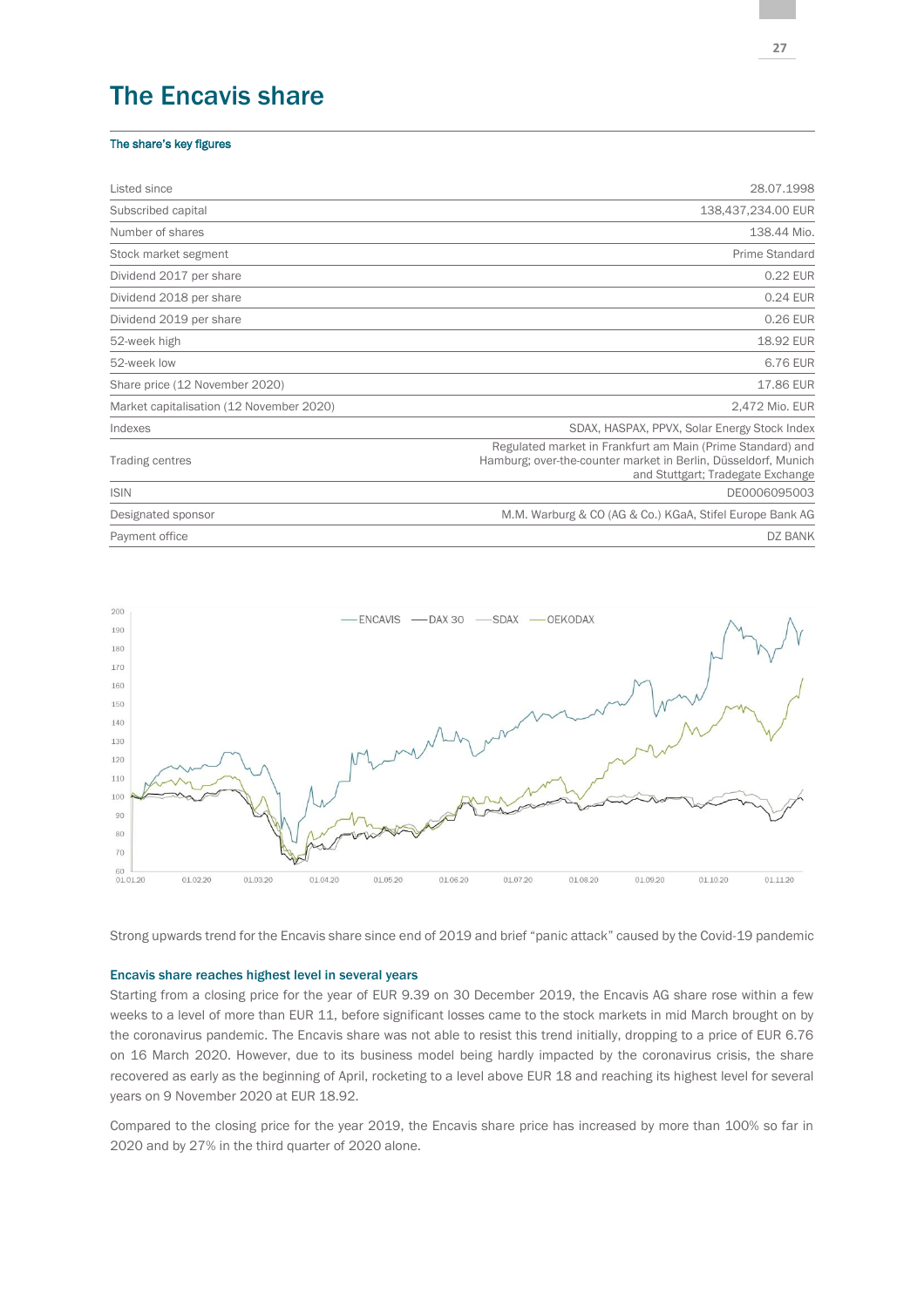# The Encavis share

### The share's key figures

| | |
|---|---|
| Listed since | 28.07.1998 |
| Subscribed capital | 138,437,234.00 EUR |
| Number of shares | 138.44 Mio. |
| Stock market segment | Prime Standard |
| Dividend 2017 per share | 0.22 EUR |
| Dividend 2018 per share | 0.24 EUR |
| Dividend 2019 per share | 0.26 EUR |
| 52-week high | 18.92 EUR |
| 52-week low | 6.76 EUR |
| Share price (12 November 2020) | 17.86 EUR |
| Market capitalisation (12 November 2020) | 2,472 Mio. EUR |
| Indexes | SDAX, HASPAX, PPVX, Solar Energy Stock Index |
| Trading centres | Regulated market in Frankfurt am Main (Prime Standard) and Hamburg; over-the-counter market in Berlin, Düsseldorf, Munich and Stuttgart; Tradegate Exchange |
| ISIN | DE0006095003 |
| Designated sponsor | M.M. Warburg & CO (AG & Co.) KGaA, Stifel Europe Bank AG |
| Payment office | DZ BANK |

Strong upwards trend for the Encavis share since end of 2019 and brief "panic attack" caused by the Covid-19 pandemic

### Encavis share reaches highest level in several years

Starting from a closing price for the year of EUR 9.39 on 30 December 2019, the Encavis AG share rose within a few weeks to a level of more than EUR 11, before significant losses came to the stock markets in mid March brought on by the coronavirus pandemic. The Encavis share was not able to resist this trend initially, dropping to a price of EUR 6.76 on 16 March 2020. However, due to its business model being hardly impacted by the coronavirus crisis, the share recovered as early as the beginning of April, rocketing to a level above EUR 18 and reaching its highest level for several years on 9 November 2020 at EUR 18.92.

Compared to the closing price for the year 2019, the Encavis share price has increased by more than 100% so far in 2020 and by 27% in the third quarter of 2020 alone.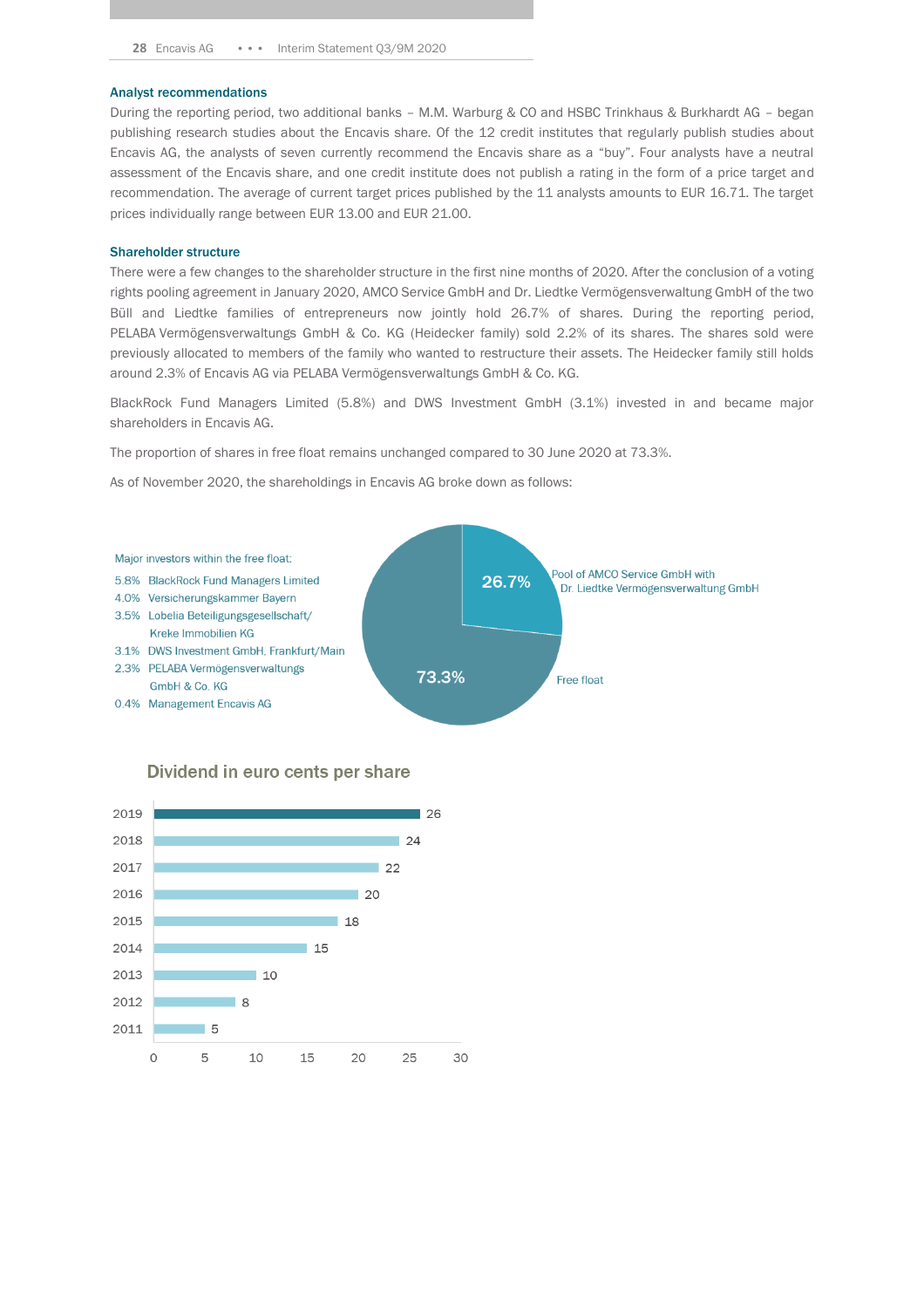### Analyst recommendations

During the reporting period, two additional banks – M.M. Warburg & CO and HSBC Trinkhaus & Burkhardt AG – began publishing research studies about the Encavis share. Of the 12 credit institutes that regularly publish studies about Encavis AG, the analysts of seven currently recommend the Encavis share as a "buy". Four analysts have a neutral assessment of the Encavis share, and one credit institute does not publish a rating in the form of a price target and recommendation. The average of current target prices published by the 11 analysts amounts to EUR 16.71. The target prices individually range between EUR 13.00 and EUR 21.00.

### Shareholder structure

There were a few changes to the shareholder structure in the first nine months of 2020. After the conclusion of a voting rights pooling agreement in January 2020, AMCO Service GmbH and Dr. Liedtke Vermögensverwaltung GmbH of the two Büll and Liedtke families of entrepreneurs now jointly hold 26.7% of shares. During the reporting period, PELABA Vermögensverwaltungs GmbH & Co. KG (Heidecker family) sold 2.2% of its shares. The shares sold were previously allocated to members of the family who wanted to restructure their assets. The Heidecker family still holds around 2.3% of Encavis AG via PELABA Vermögensverwaltungs GmbH & Co. KG.

BlackRock Fund Managers Limited (5.8%) and DWS Investment GmbH (3.1%) invested in and became major shareholders in Encavis AG.

The proportion of shares in free float remains unchanged compared to 30 June 2020 at 73.3%.

As of November 2020, the shareholdings in Encavis AG broke down as follows:

| Shareholder | Share |
|---|---|
| Pool of AMCO Service GmbH with Dr. Liedtke Vermögensverwaltung GmbH | 26.7% |
| Free float | 73.3% |

Major investors within the free float:

| Share | Investor |
|---|---|
| 5.8% | BlackRock Fund Managers Limited |
| 4.0% | Versicherungskammer Bayern |
| 3.5% | Lobelia Beteiligungsgesellschaft/ Kreke Immobilien KG |
| 3.1% | DWS Investment GmbH, Frankfurt/Main |
| 2.3% | PELABA Vermögensverwaltungs GmbH & Co. KG |
| 0.4% | Management Encavis AG |

**Dividend in euro cents per share**

| Year | Dividend (euro cents) |
|---|---|
| 2019 | 26 |
| 2018 | 24 |
| 2017 | 22 |
| 2016 | 20 |
| 2015 | 18 |
| 2014 | 15 |
| 2013 | 10 |
| 2012 | 8 |
| 2011 | 5 |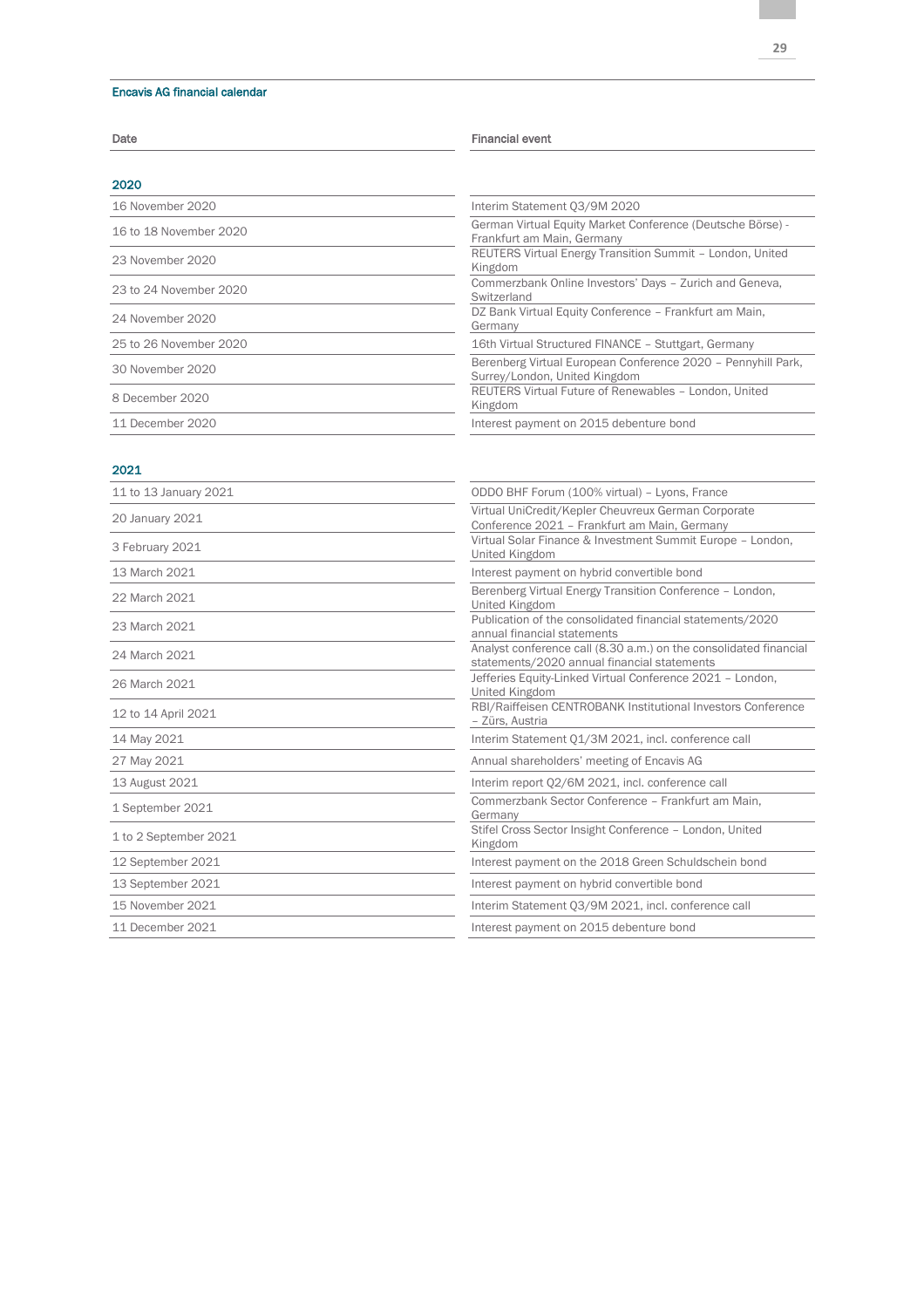### Encavis AG financial calendar

| Date | Financial event |
|---|---|
| **2020** | |
| 16 November 2020 | Interim Statement Q3/9M 2020 |
| 16 to 18 November 2020 | German Virtual Equity Market Conference (Deutsche Börse) - Frankfurt am Main, Germany |
| 23 November 2020 | REUTERS Virtual Energy Transition Summit – London, United Kingdom |
| 23 to 24 November 2020 | Commerzbank Online Investors' Days – Zurich and Geneva, Switzerland |
| 24 November 2020 | DZ Bank Virtual Equity Conference – Frankfurt am Main, Germany |
| 25 to 26 November 2020 | 16th Virtual Structured FINANCE – Stuttgart, Germany |
| 30 November 2020 | Berenberg Virtual European Conference 2020 – Pennyhill Park, Surrey/London, United Kingdom |
| 8 December 2020 | REUTERS Virtual Future of Renewables – London, United Kingdom |
| 11 December 2020 | Interest payment on 2015 debenture bond |
| **2021** | |
| 11 to 13 January 2021 | ODDO BHF Forum (100% virtual) – Lyons, France |
| 20 January 2021 | Virtual UniCredit/Kepler Cheuvreux German Corporate Conference 2021 – Frankfurt am Main, Germany |
| 3 February 2021 | Virtual Solar Finance & Investment Summit Europe – London, United Kingdom |
| 13 March 2021 | Interest payment on hybrid convertible bond |
| 22 March 2021 | Berenberg Virtual Energy Transition Conference – London, United Kingdom |
| 23 March 2021 | Publication of the consolidated financial statements/2020 annual financial statements |
| 24 March 2021 | Analyst conference call (8.30 a.m.) on the consolidated financial statements/2020 annual financial statements |
| 26 March 2021 | Jefferies Equity-Linked Virtual Conference 2021 – London, United Kingdom |
| 12 to 14 April 2021 | RBI/Raiffeisen CENTROBANK Institutional Investors Conference – Zürs, Austria |
| 14 May 2021 | Interim Statement Q1/3M 2021, incl. conference call |
| 27 May 2021 | Annual shareholders' meeting of Encavis AG |
| 13 August 2021 | Interim report Q2/6M 2021, incl. conference call |
| 1 September 2021 | Commerzbank Sector Conference – Frankfurt am Main, Germany |
| 1 to 2 September 2021 | Stifel Cross Sector Insight Conference – London, United Kingdom |
| 12 September 2021 | Interest payment on the 2018 Green Schuldschein bond |
| 13 September 2021 | Interest payment on hybrid convertible bond |
| 15 November 2021 | Interim Statement Q3/9M 2021, incl. conference call |
| 11 December 2021 | Interest payment on 2015 debenture bond |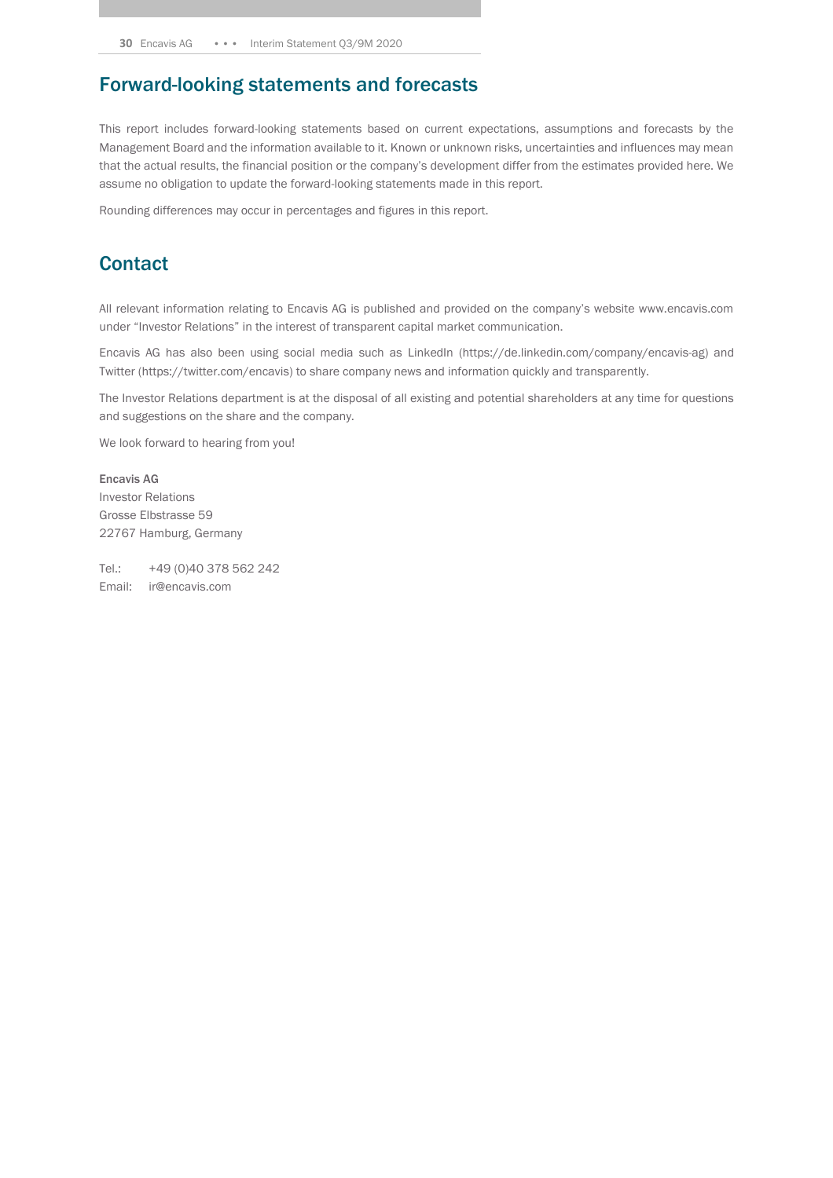## Forward-looking statements and forecasts

This report includes forward-looking statements based on current expectations, assumptions and forecasts by the Management Board and the information available to it. Known or unknown risks, uncertainties and influences may mean that the actual results, the financial position or the company's development differ from the estimates provided here. We assume no obligation to update the forward-looking statements made in this report.

Rounding differences may occur in percentages and figures in this report.

## Contact

All relevant information relating to Encavis AG is published and provided on the company's website www.encavis.com under "Investor Relations" in the interest of transparent capital market communication.

Encavis AG has also been using social media such as LinkedIn (https://de.linkedin.com/company/encavis-ag) and Twitter (https://twitter.com/encavis) to share company news and information quickly and transparently.

The Investor Relations department is at the disposal of all existing and potential shareholders at any time for questions and suggestions on the share and the company.

We look forward to hearing from you!

**Encavis AG**
Investor Relations
Grosse Elbstrasse 59
22767 Hamburg, Germany

Tel.: +49 (0)40 378 562 242
Email: ir@encavis.com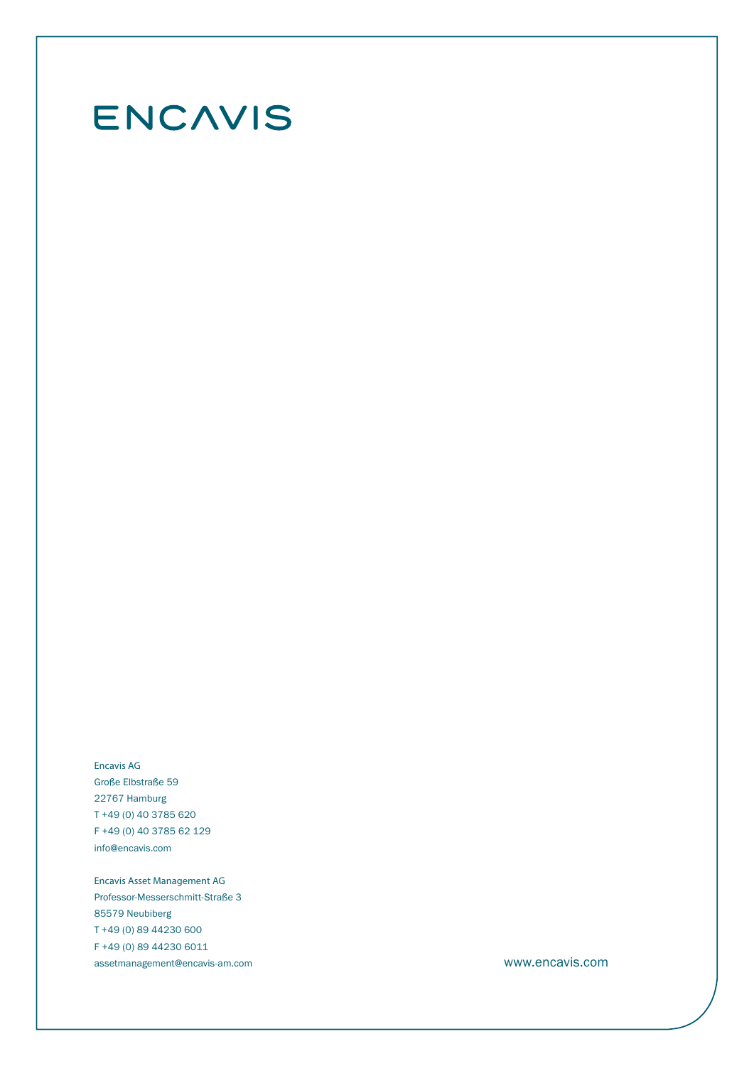ENCAVIS

Encavis AG
Große Elbstraße 59
22767 Hamburg
T +49 (0) 40 3785 620
F +49 (0) 40 3785 62 129
info@encavis.com

Encavis Asset Management AG
Professor-Messerschmitt-Straße 3
85579 Neubiberg
T +49 (0) 89 44230 600
F +49 (0) 89 44230 6011
assetmanagement@encavis-am.com

www.encavis.com